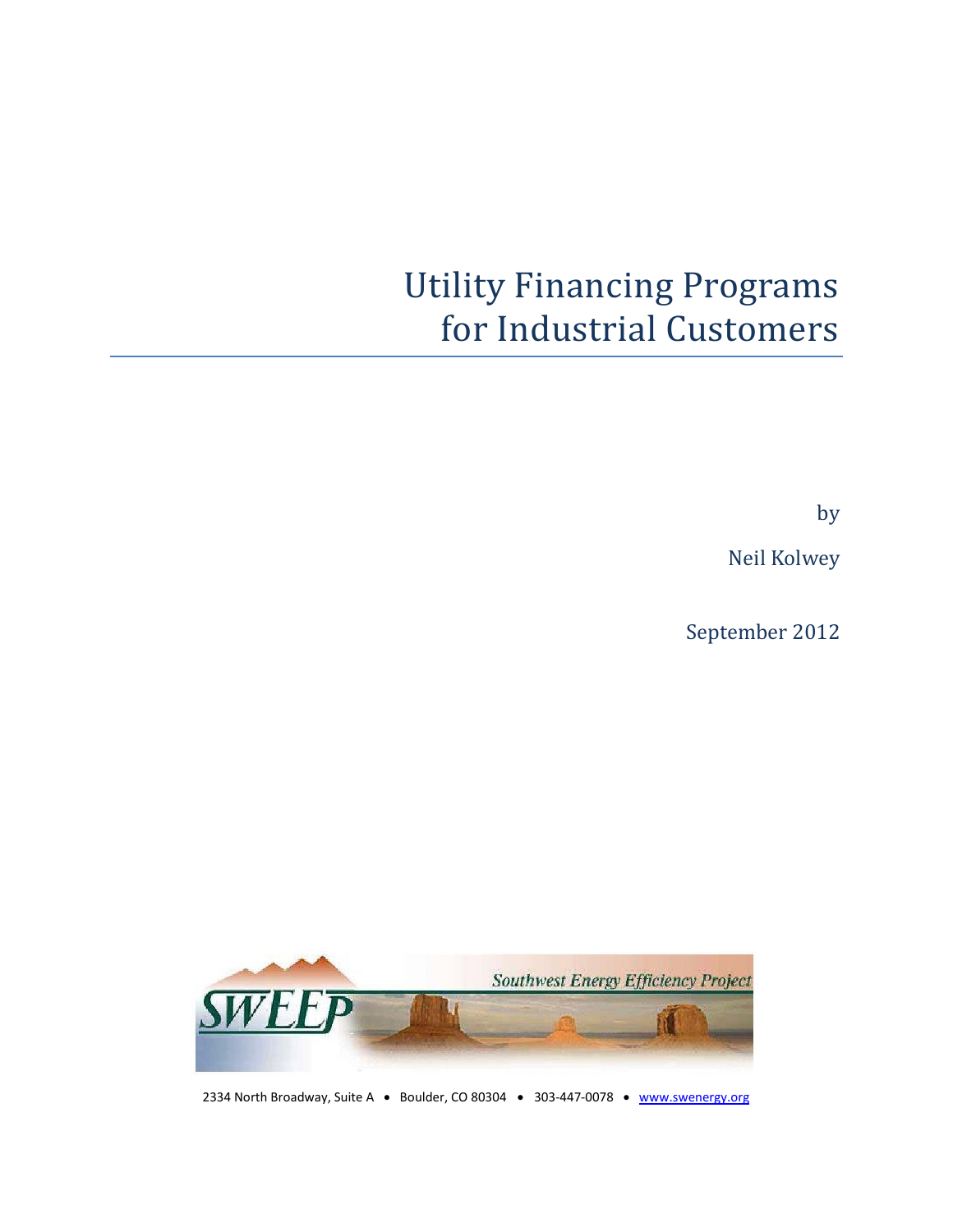# Utility Financing Programs for Industrial Customers

by

Neil Kolwey

September 2012

Southwest Energy Efficiency Project

SWEEP

2334 North Broadway, Suite A • Boulder, CO 80304 • 303-447-0078 • www.swenergy.org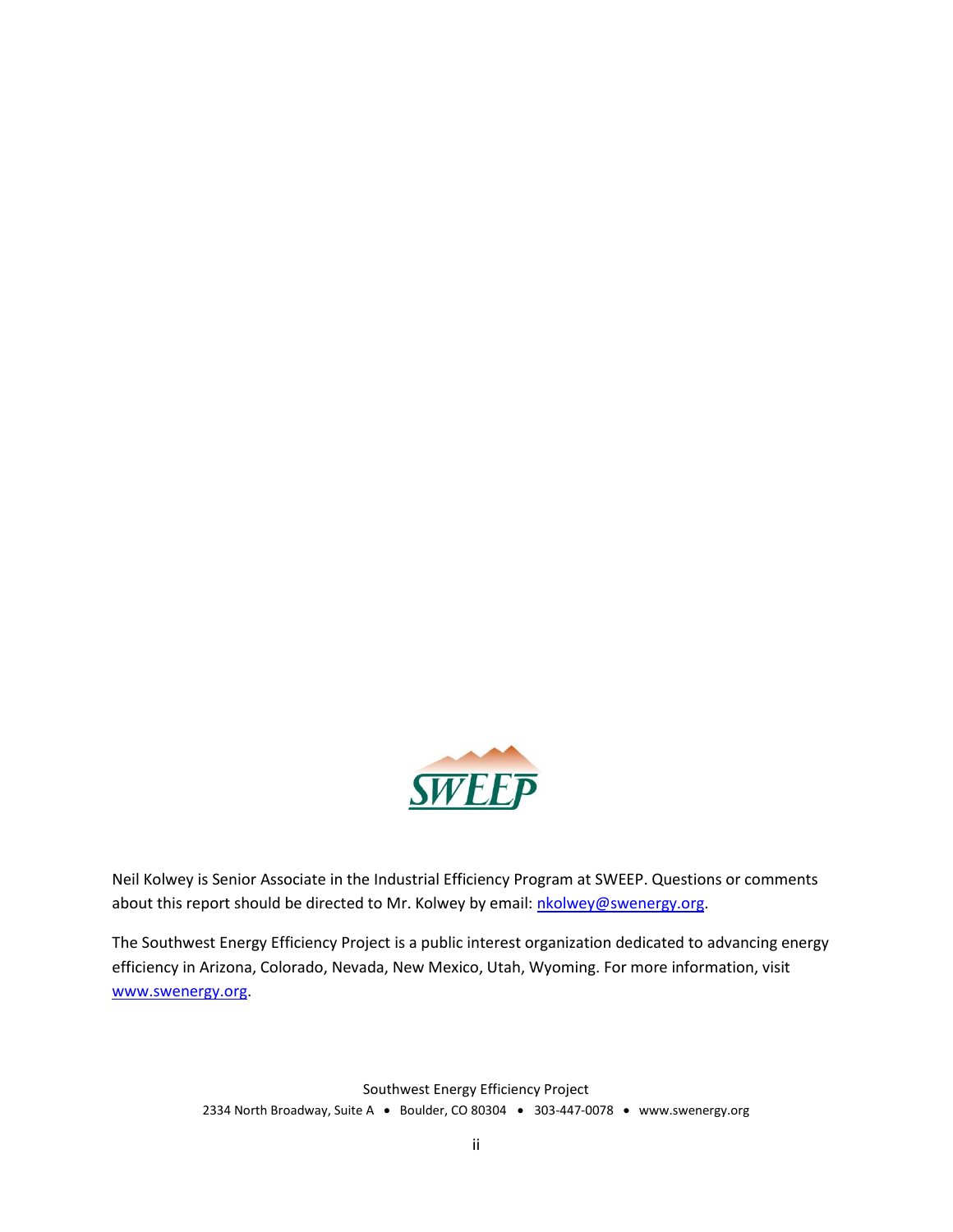Neil Kolwey is Senior Associate in the Industrial Efficiency Program at SWEEP. Questions or comments about this report should be directed to Mr. Kolwey by email: nkolwey@swenergy.org.

The Southwest Energy Efficiency Project is a public interest organization dedicated to advancing energy efficiency in Arizona, Colorado, Nevada, New Mexico, Utah, Wyoming. For more information, visit www.swenergy.org.

Southwest Energy Efficiency Project
2334 North Broadway, Suite A • Boulder, CO 80304 • 303-447-0078 • www.swenergy.org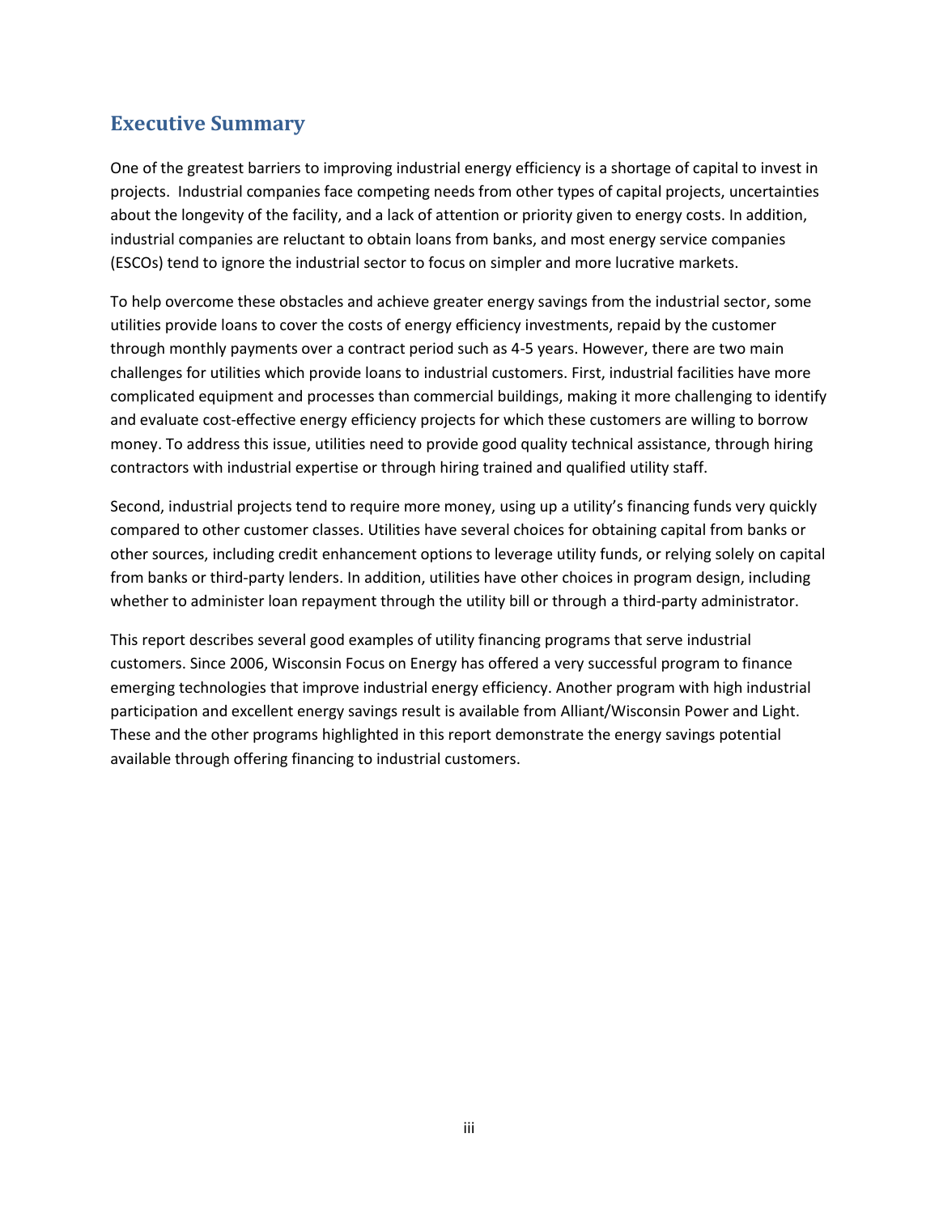## Executive Summary

One of the greatest barriers to improving industrial energy efficiency is a shortage of capital to invest in projects. Industrial companies face competing needs from other types of capital projects, uncertainties about the longevity of the facility, and a lack of attention or priority given to energy costs. In addition, industrial companies are reluctant to obtain loans from banks, and most energy service companies (ESCOs) tend to ignore the industrial sector to focus on simpler and more lucrative markets.

To help overcome these obstacles and achieve greater energy savings from the industrial sector, some utilities provide loans to cover the costs of energy efficiency investments, repaid by the customer through monthly payments over a contract period such as 4-5 years. However, there are two main challenges for utilities which provide loans to industrial customers. First, industrial facilities have more complicated equipment and processes than commercial buildings, making it more challenging to identify and evaluate cost-effective energy efficiency projects for which these customers are willing to borrow money. To address this issue, utilities need to provide good quality technical assistance, through hiring contractors with industrial expertise or through hiring trained and qualified utility staff.

Second, industrial projects tend to require more money, using up a utility's financing funds very quickly compared to other customer classes. Utilities have several choices for obtaining capital from banks or other sources, including credit enhancement options to leverage utility funds, or relying solely on capital from banks or third-party lenders. In addition, utilities have other choices in program design, including whether to administer loan repayment through the utility bill or through a third-party administrator.

This report describes several good examples of utility financing programs that serve industrial customers. Since 2006, Wisconsin Focus on Energy has offered a very successful program to finance emerging technologies that improve industrial energy efficiency. Another program with high industrial participation and excellent energy savings result is available from Alliant/Wisconsin Power and Light. These and the other programs highlighted in this report demonstrate the energy savings potential available through offering financing to industrial customers.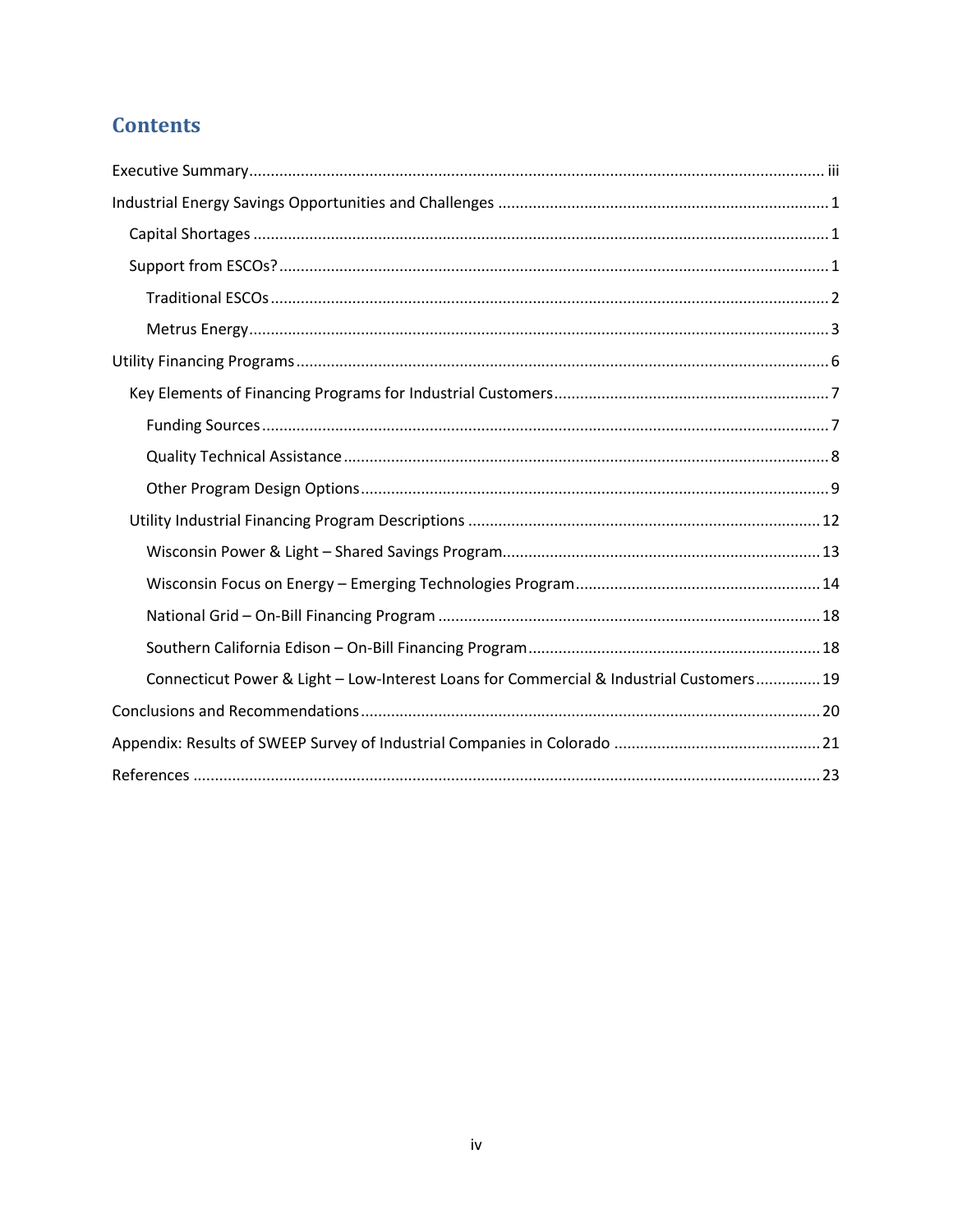# Contents

Executive Summary .......... iii

Industrial Energy Savings Opportunities and Challenges .......... 1

- Capital Shortages .......... 1
- Support from ESCOs? .......... 1
  - Traditional ESCOs .......... 2
  - Metrus Energy .......... 3

Utility Financing Programs .......... 6

- Key Elements of Financing Programs for Industrial Customers .......... 7
  - Funding Sources .......... 7
  - Quality Technical Assistance .......... 8
  - Other Program Design Options .......... 9
- Utility Industrial Financing Program Descriptions .......... 12
  - Wisconsin Power & Light – Shared Savings Program .......... 13
  - Wisconsin Focus on Energy – Emerging Technologies Program .......... 14
  - National Grid – On-Bill Financing Program .......... 18
  - Southern California Edison – On-Bill Financing Program .......... 18
  - Connecticut Power & Light – Low-Interest Loans for Commercial & Industrial Customers .......... 19

Conclusions and Recommendations .......... 20

Appendix: Results of SWEEP Survey of Industrial Companies in Colorado .......... 21

References .......... 23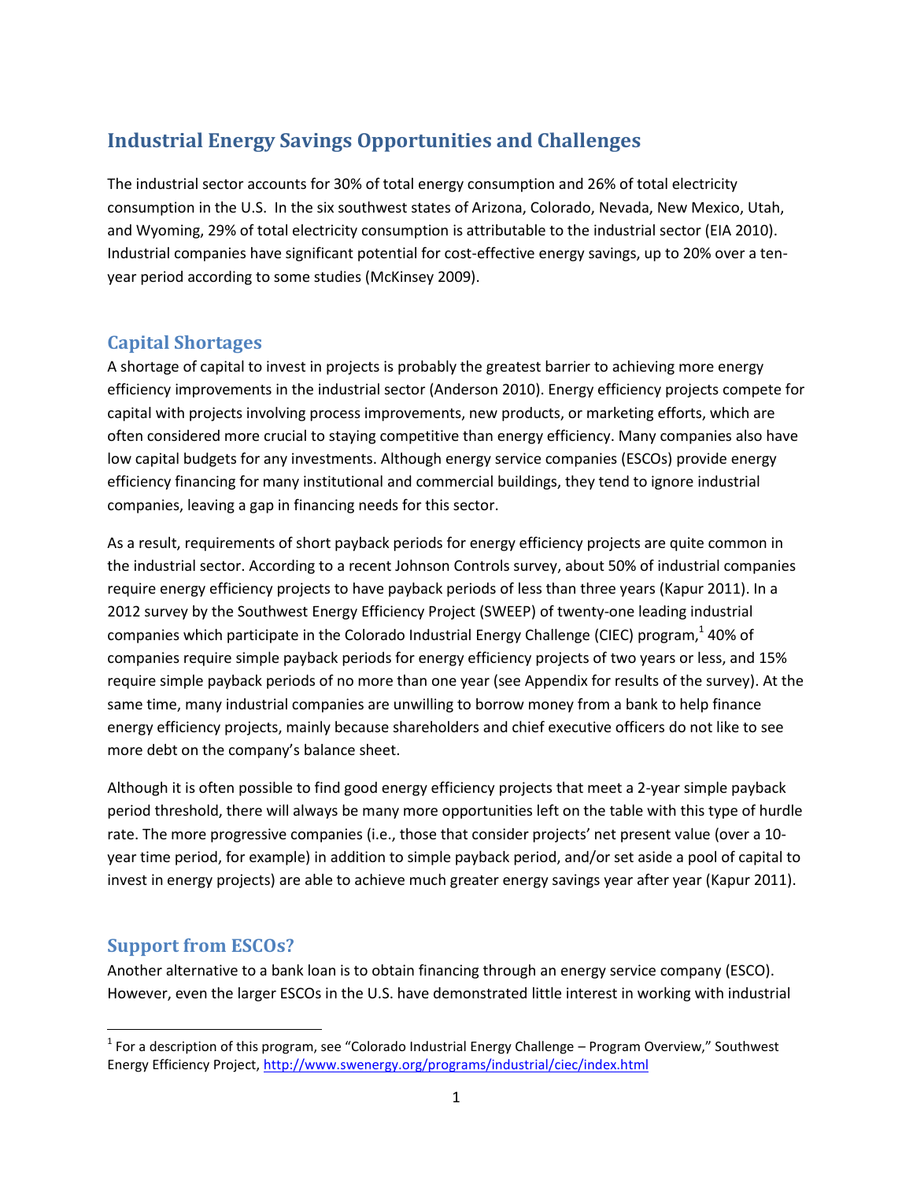# Industrial Energy Savings Opportunities and Challenges

The industrial sector accounts for 30% of total energy consumption and 26% of total electricity consumption in the U.S. In the six southwest states of Arizona, Colorado, Nevada, New Mexico, Utah, and Wyoming, 29% of total electricity consumption is attributable to the industrial sector (EIA 2010). Industrial companies have significant potential for cost-effective energy savings, up to 20% over a ten-year period according to some studies (McKinsey 2009).

## Capital Shortages

A shortage of capital to invest in projects is probably the greatest barrier to achieving more energy efficiency improvements in the industrial sector (Anderson 2010). Energy efficiency projects compete for capital with projects involving process improvements, new products, or marketing efforts, which are often considered more crucial to staying competitive than energy efficiency. Many companies also have low capital budgets for any investments. Although energy service companies (ESCOs) provide energy efficiency financing for many institutional and commercial buildings, they tend to ignore industrial companies, leaving a gap in financing needs for this sector.

As a result, requirements of short payback periods for energy efficiency projects are quite common in the industrial sector. According to a recent Johnson Controls survey, about 50% of industrial companies require energy efficiency projects to have payback periods of less than three years (Kapur 2011). In a 2012 survey by the Southwest Energy Efficiency Project (SWEEP) of twenty-one leading industrial companies which participate in the Colorado Industrial Energy Challenge (CIEC) program,[1] 40% of companies require simple payback periods for energy efficiency projects of two years or less, and 15% require simple payback periods of no more than one year (see Appendix for results of the survey). At the same time, many industrial companies are unwilling to borrow money from a bank to help finance energy efficiency projects, mainly because shareholders and chief executive officers do not like to see more debt on the company's balance sheet.

Although it is often possible to find good energy efficiency projects that meet a 2-year simple payback period threshold, there will always be many more opportunities left on the table with this type of hurdle rate. The more progressive companies (i.e., those that consider projects' net present value (over a 10-year time period, for example) in addition to simple payback period, and/or set aside a pool of capital to invest in energy projects) are able to achieve much greater energy savings year after year (Kapur 2011).

## Support from ESCOs?

Another alternative to a bank loan is to obtain financing through an energy service company (ESCO). However, even the larger ESCOs in the U.S. have demonstrated little interest in working with industrial

[1] For a description of this program, see "Colorado Industrial Energy Challenge – Program Overview," Southwest Energy Efficiency Project, http://www.swenergy.org/programs/industrial/ciec/index.html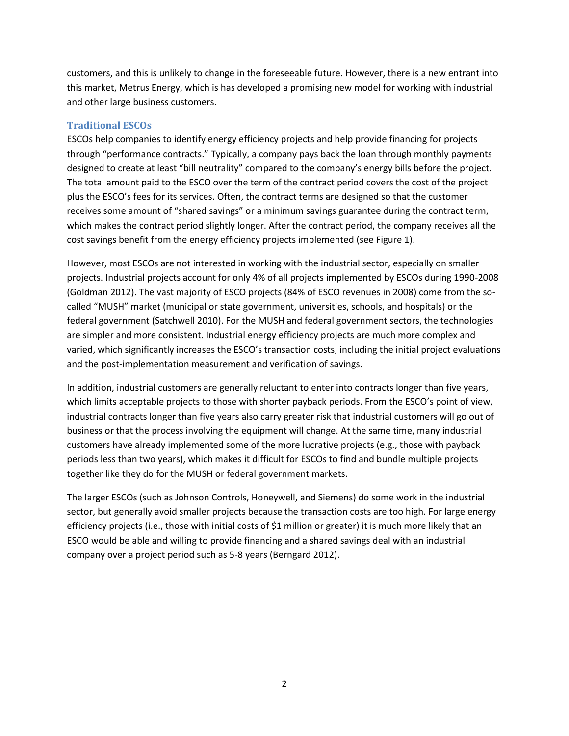customers, and this is unlikely to change in the foreseeable future. However, there is a new entrant into this market, Metrus Energy, which is has developed a promising new model for working with industrial and other large business customers.

### Traditional ESCOs

ESCOs help companies to identify energy efficiency projects and help provide financing for projects through "performance contracts." Typically, a company pays back the loan through monthly payments designed to create at least "bill neutrality" compared to the company's energy bills before the project. The total amount paid to the ESCO over the term of the contract period covers the cost of the project plus the ESCO's fees for its services. Often, the contract terms are designed so that the customer receives some amount of "shared savings" or a minimum savings guarantee during the contract term, which makes the contract period slightly longer. After the contract period, the company receives all the cost savings benefit from the energy efficiency projects implemented (see Figure 1).

However, most ESCOs are not interested in working with the industrial sector, especially on smaller projects. Industrial projects account for only 4% of all projects implemented by ESCOs during 1990-2008 (Goldman 2012). The vast majority of ESCO projects (84% of ESCO revenues in 2008) come from the so-called "MUSH" market (municipal or state government, universities, schools, and hospitals) or the federal government (Satchwell 2010). For the MUSH and federal government sectors, the technologies are simpler and more consistent. Industrial energy efficiency projects are much more complex and varied, which significantly increases the ESCO's transaction costs, including the initial project evaluations and the post-implementation measurement and verification of savings.

In addition, industrial customers are generally reluctant to enter into contracts longer than five years, which limits acceptable projects to those with shorter payback periods. From the ESCO's point of view, industrial contracts longer than five years also carry greater risk that industrial customers will go out of business or that the process involving the equipment will change. At the same time, many industrial customers have already implemented some of the more lucrative projects (e.g., those with payback periods less than two years), which makes it difficult for ESCOs to find and bundle multiple projects together like they do for the MUSH or federal government markets.

The larger ESCOs (such as Johnson Controls, Honeywell, and Siemens) do some work in the industrial sector, but generally avoid smaller projects because the transaction costs are too high. For large energy efficiency projects (i.e., those with initial costs of $1 million or greater) it is much more likely that an ESCO would be able and willing to provide financing and a shared savings deal with an industrial company over a project period such as 5-8 years (Berngard 2012).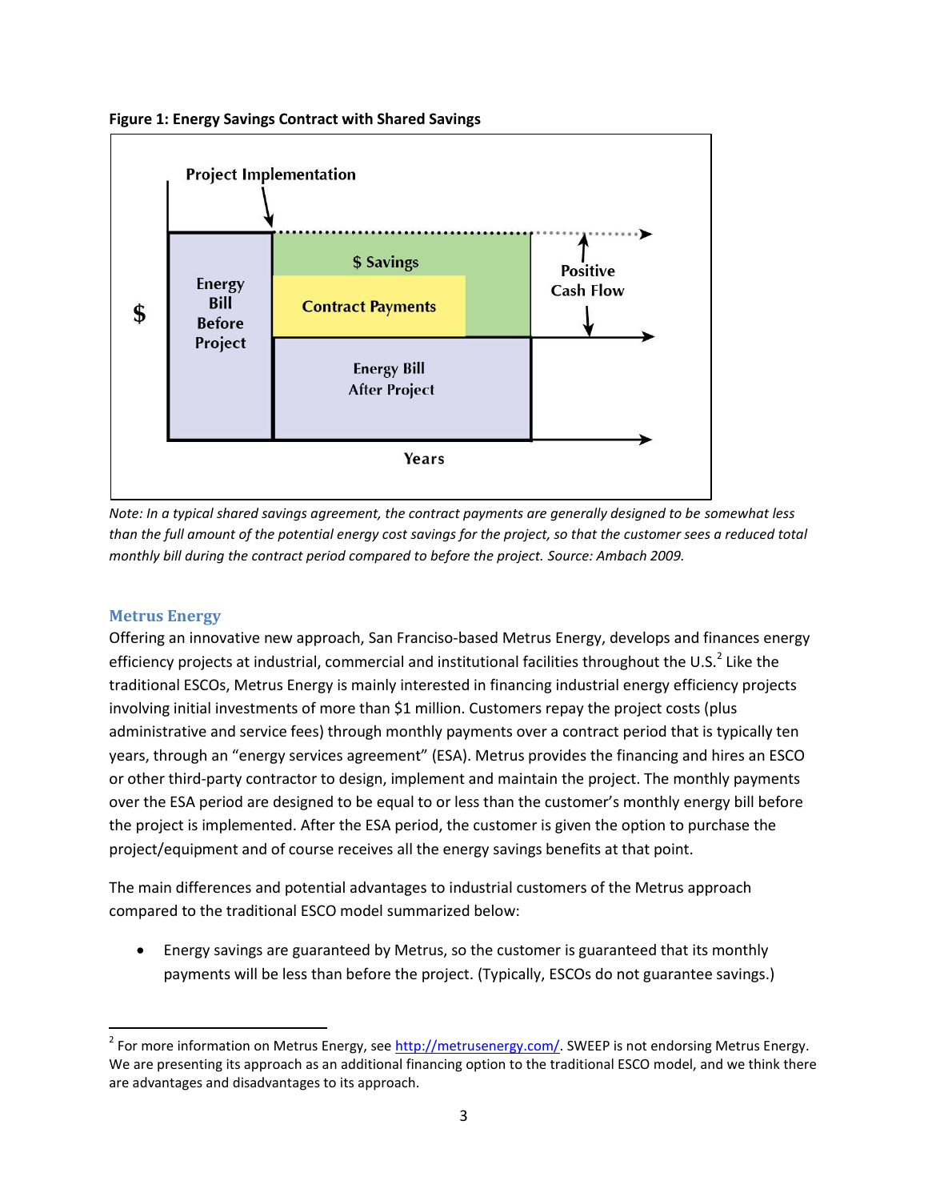**Figure 1: Energy Savings Contract with Shared Savings**

*Note: In a typical shared savings agreement, the contract payments are generally designed to be somewhat less than the full amount of the potential energy cost savings for the project, so that the customer sees a reduced total monthly bill during the contract period compared to before the project. Source: Ambach 2009.*

### Metrus Energy

Offering an innovative new approach, San Francisco-based Metrus Energy, develops and finances energy efficiency projects at industrial, commercial and institutional facilities throughout the U.S.[2] Like the traditional ESCOs, Metrus Energy is mainly interested in financing industrial energy efficiency projects involving initial investments of more than $1 million. Customers repay the project costs (plus administrative and service fees) through monthly payments over a contract period that is typically ten years, through an "energy services agreement" (ESA). Metrus provides the financing and hires an ESCO or other third-party contractor to design, implement and maintain the project. The monthly payments over the ESA period are designed to be equal to or less than the customer's monthly energy bill before the project is implemented. After the ESA period, the customer is given the option to purchase the project/equipment and of course receives all the energy savings benefits at that point.

The main differences and potential advantages to industrial customers of the Metrus approach compared to the traditional ESCO model summarized below:

- Energy savings are guaranteed by Metrus, so the customer is guaranteed that its monthly payments will be less than before the project. (Typically, ESCOs do not guarantee savings.)

[2] For more information on Metrus Energy, see http://metrusenergy.com/. SWEEP is not endorsing Metrus Energy. We are presenting its approach as an additional financing option to the traditional ESCO model, and we think there are advantages and disadvantages to its approach.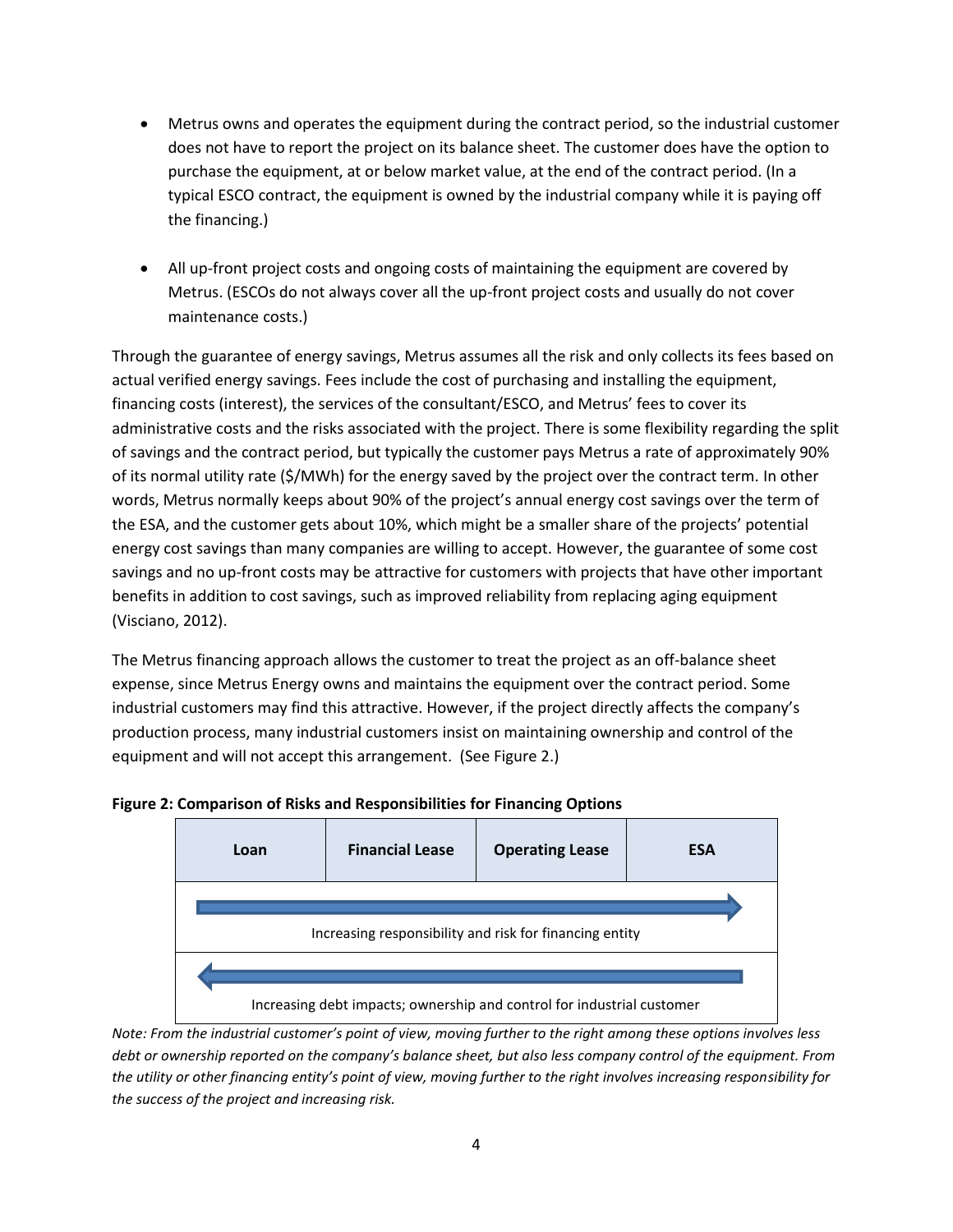- Metrus owns and operates the equipment during the contract period, so the industrial customer does not have to report the project on its balance sheet. The customer does have the option to purchase the equipment, at or below market value, at the end of the contract period. (In a typical ESCO contract, the equipment is owned by the industrial company while it is paying off the financing.)

- All up-front project costs and ongoing costs of maintaining the equipment are covered by Metrus. (ESCOs do not always cover all the up-front project costs and usually do not cover maintenance costs.)

Through the guarantee of energy savings, Metrus assumes all the risk and only collects its fees based on actual verified energy savings. Fees include the cost of purchasing and installing the equipment, financing costs (interest), the services of the consultant/ESCO, and Metrus' fees to cover its administrative costs and the risks associated with the project. There is some flexibility regarding the split of savings and the contract period, but typically the customer pays Metrus a rate of approximately 90% of its normal utility rate ($/MWh) for the energy saved by the project over the contract term. In other words, Metrus normally keeps about 90% of the project's annual energy cost savings over the term of the ESA, and the customer gets about 10%, which might be a smaller share of the projects' potential energy cost savings than many companies are willing to accept. However, the guarantee of some cost savings and no up-front costs may be attractive for customers with projects that have other important benefits in addition to cost savings, such as improved reliability from replacing aging equipment (Visciano, 2012).

The Metrus financing approach allows the customer to treat the project as an off-balance sheet expense, since Metrus Energy owns and maintains the equipment over the contract period. Some industrial customers may find this attractive. However, if the project directly affects the company's production process, many industrial customers insist on maintaining ownership and control of the equipment and will not accept this arrangement. (See Figure 2.)

**Figure 2: Comparison of Risks and Responsibilities for Financing Options**

| Loan | Financial Lease | Operating Lease | ESA |
|---|---|---|---|
| → Increasing responsibility and risk for financing entity | | | |
| ← Increasing debt impacts; ownership and control for industrial customer | | | |

*Note: From the industrial customer's point of view, moving further to the right among these options involves less debt or ownership reported on the company's balance sheet, but also less company control of the equipment. From the utility or other financing entity's point of view, moving further to the right involves increasing responsibility for the success of the project and increasing risk.*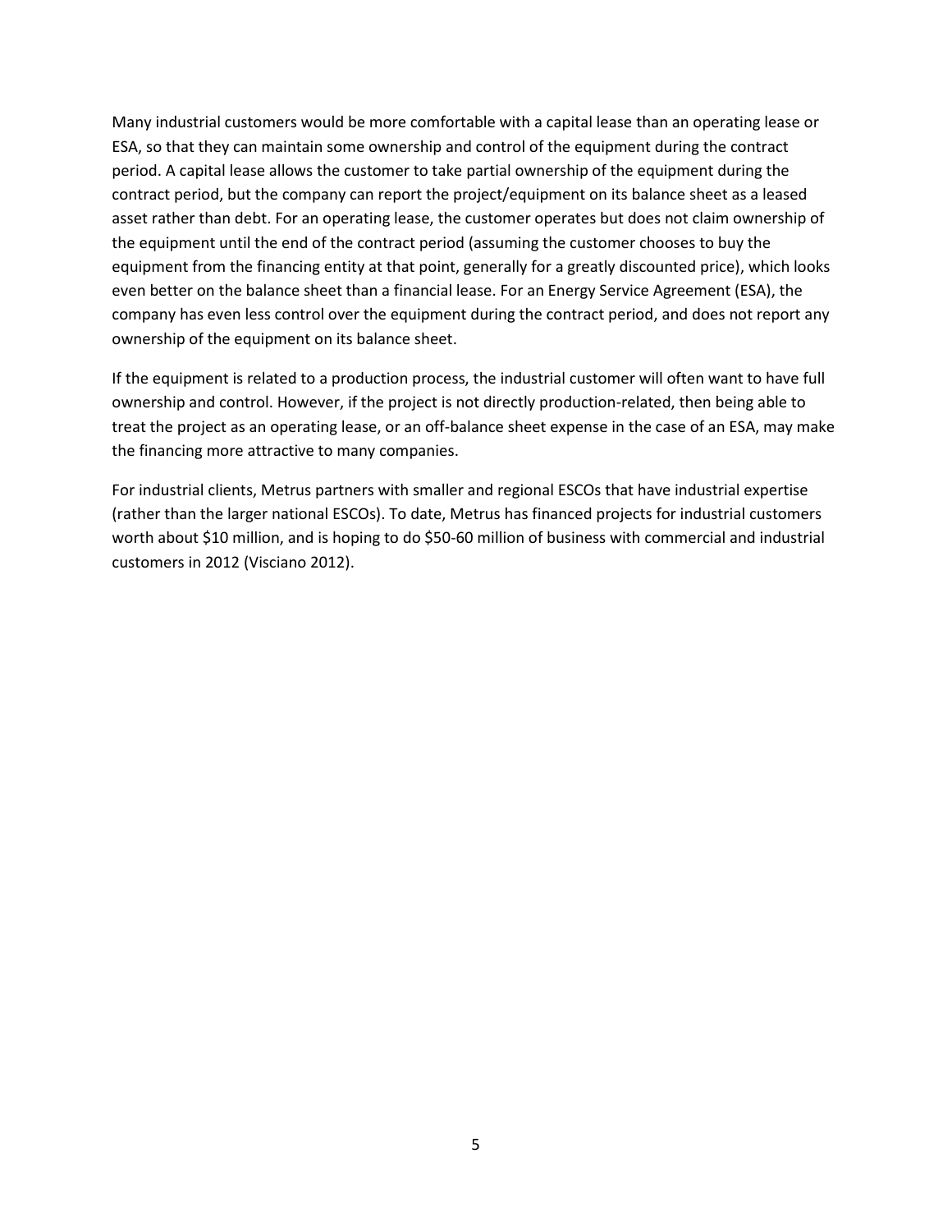Many industrial customers would be more comfortable with a capital lease than an operating lease or ESA, so that they can maintain some ownership and control of the equipment during the contract period. A capital lease allows the customer to take partial ownership of the equipment during the contract period, but the company can report the project/equipment on its balance sheet as a leased asset rather than debt. For an operating lease, the customer operates but does not claim ownership of the equipment until the end of the contract period (assuming the customer chooses to buy the equipment from the financing entity at that point, generally for a greatly discounted price), which looks even better on the balance sheet than a financial lease. For an Energy Service Agreement (ESA), the company has even less control over the equipment during the contract period, and does not report any ownership of the equipment on its balance sheet.

If the equipment is related to a production process, the industrial customer will often want to have full ownership and control. However, if the project is not directly production-related, then being able to treat the project as an operating lease, or an off-balance sheet expense in the case of an ESA, may make the financing more attractive to many companies.

For industrial clients, Metrus partners with smaller and regional ESCOs that have industrial expertise (rather than the larger national ESCOs). To date, Metrus has financed projects for industrial customers worth about $10 million, and is hoping to do $50-60 million of business with commercial and industrial customers in 2012 (Visciano 2012).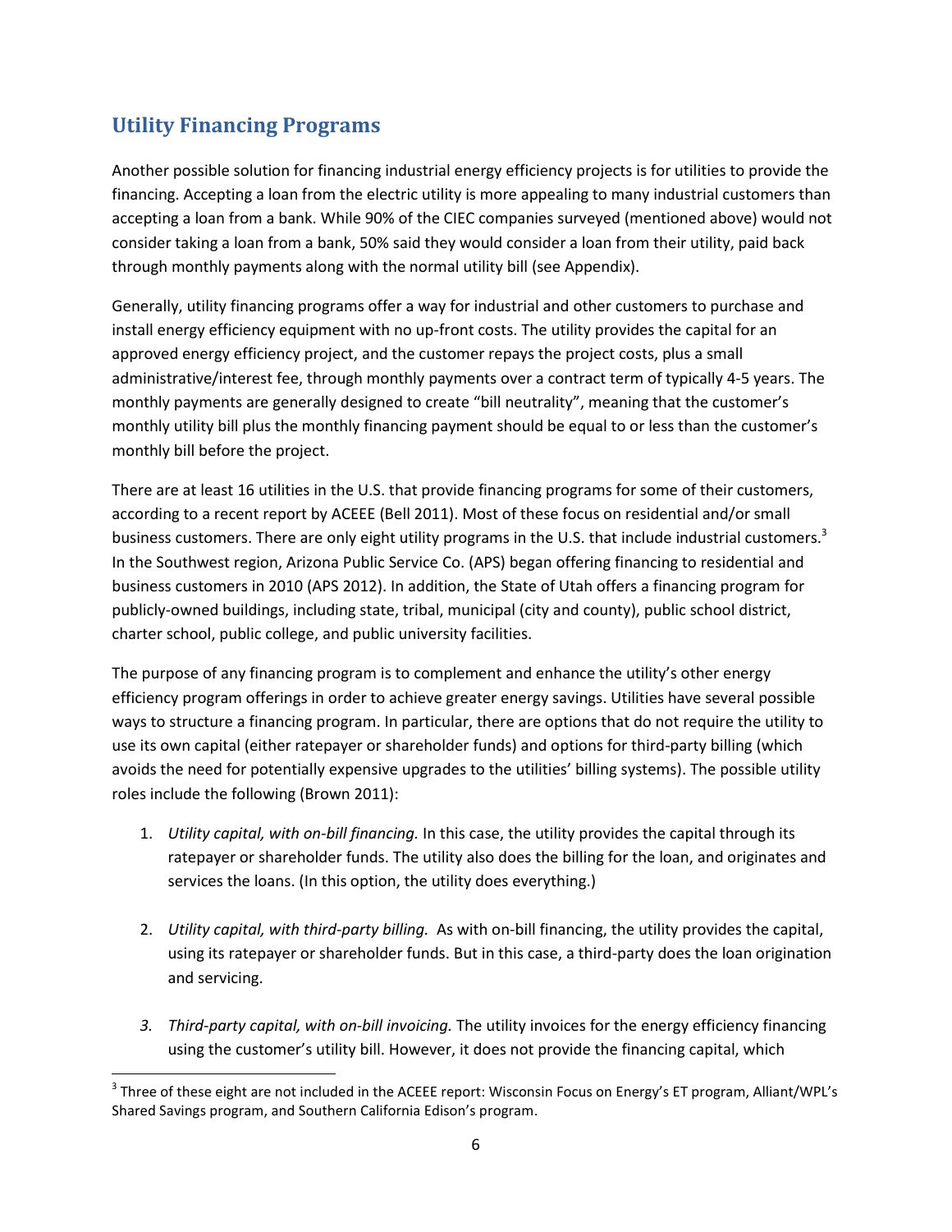## Utility Financing Programs

Another possible solution for financing industrial energy efficiency projects is for utilities to provide the financing. Accepting a loan from the electric utility is more appealing to many industrial customers than accepting a loan from a bank. While 90% of the CIEC companies surveyed (mentioned above) would not consider taking a loan from a bank, 50% said they would consider a loan from their utility, paid back through monthly payments along with the normal utility bill (see Appendix).

Generally, utility financing programs offer a way for industrial and other customers to purchase and install energy efficiency equipment with no up-front costs. The utility provides the capital for an approved energy efficiency project, and the customer repays the project costs, plus a small administrative/interest fee, through monthly payments over a contract term of typically 4-5 years. The monthly payments are generally designed to create "bill neutrality", meaning that the customer's monthly utility bill plus the monthly financing payment should be equal to or less than the customer's monthly bill before the project.

There are at least 16 utilities in the U.S. that provide financing programs for some of their customers, according to a recent report by ACEEE (Bell 2011). Most of these focus on residential and/or small business customers. There are only eight utility programs in the U.S. that include industrial customers.[3] In the Southwest region, Arizona Public Service Co. (APS) began offering financing to residential and business customers in 2010 (APS 2012). In addition, the State of Utah offers a financing program for publicly-owned buildings, including state, tribal, municipal (city and county), public school district, charter school, public college, and public university facilities.

The purpose of any financing program is to complement and enhance the utility's other energy efficiency program offerings in order to achieve greater energy savings. Utilities have several possible ways to structure a financing program. In particular, there are options that do not require the utility to use its own capital (either ratepayer or shareholder funds) and options for third-party billing (which avoids the need for potentially expensive upgrades to the utilities' billing systems). The possible utility roles include the following (Brown 2011):

1. *Utility capital, with on-bill financing.* In this case, the utility provides the capital through its ratepayer or shareholder funds. The utility also does the billing for the loan, and originates and services the loans. (In this option, the utility does everything.)

2. *Utility capital, with third-party billing.* As with on-bill financing, the utility provides the capital, using its ratepayer or shareholder funds. But in this case, a third-party does the loan origination and servicing.

3. *Third-party capital, with on-bill invoicing.* The utility invoices for the energy efficiency financing using the customer's utility bill. However, it does not provide the financing capital, which

[3] Three of these eight are not included in the ACEEE report: Wisconsin Focus on Energy's ET program, Alliant/WPL's Shared Savings program, and Southern California Edison's program.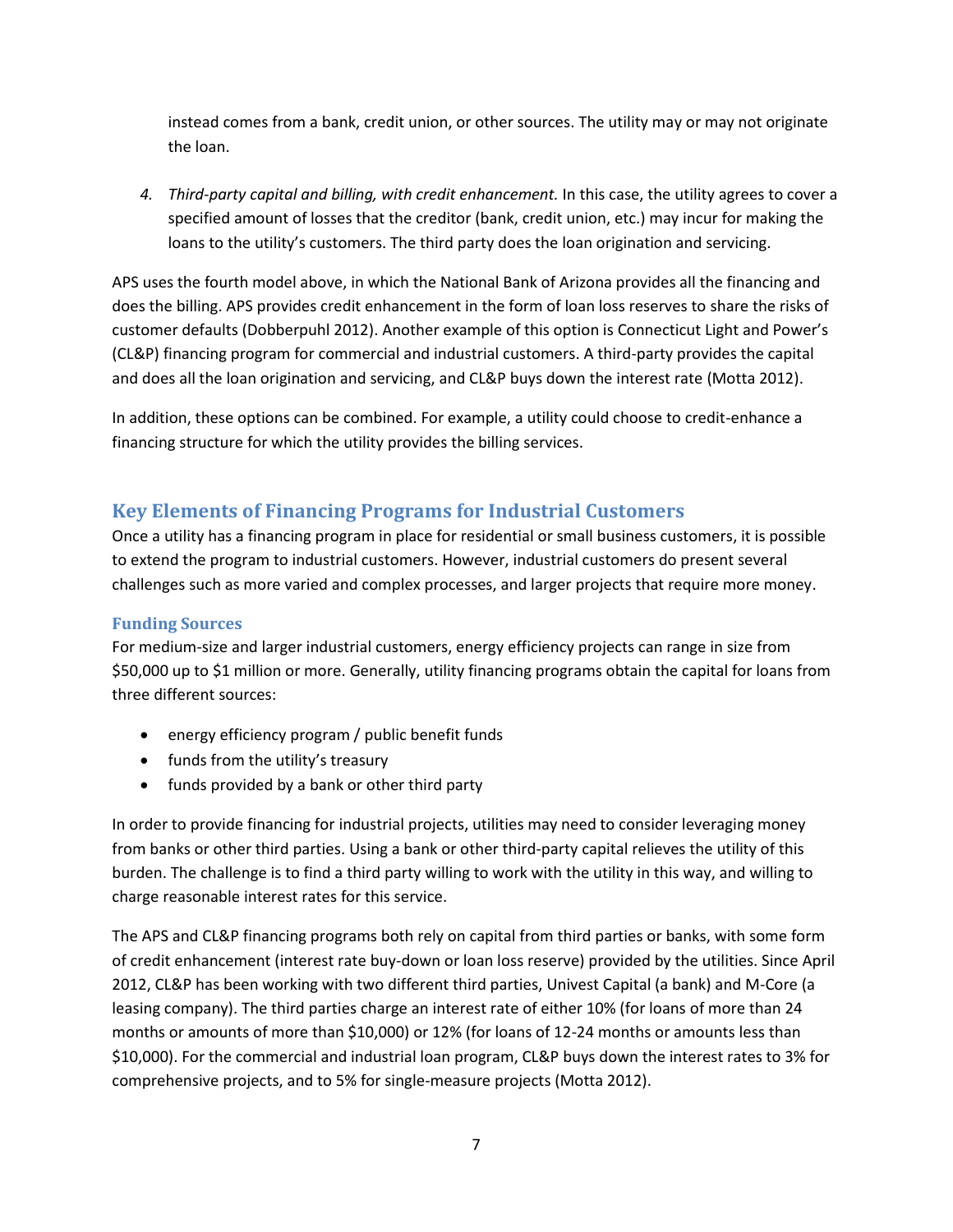instead comes from a bank, credit union, or other sources. The utility may or may not originate the loan.

4. *Third-party capital and billing, with credit enhancement.* In this case, the utility agrees to cover a specified amount of losses that the creditor (bank, credit union, etc.) may incur for making the loans to the utility's customers. The third party does the loan origination and servicing.

APS uses the fourth model above, in which the National Bank of Arizona provides all the financing and does the billing. APS provides credit enhancement in the form of loan loss reserves to share the risks of customer defaults (Dobberpuhl 2012). Another example of this option is Connecticut Light and Power's (CL&P) financing program for commercial and industrial customers. A third-party provides the capital and does all the loan origination and servicing, and CL&P buys down the interest rate (Motta 2012).

In addition, these options can be combined. For example, a utility could choose to credit-enhance a financing structure for which the utility provides the billing services.

## Key Elements of Financing Programs for Industrial Customers

Once a utility has a financing program in place for residential or small business customers, it is possible to extend the program to industrial customers. However, industrial customers do present several challenges such as more varied and complex processes, and larger projects that require more money.

### Funding Sources

For medium-size and larger industrial customers, energy efficiency projects can range in size from $50,000 up to $1 million or more. Generally, utility financing programs obtain the capital for loans from three different sources:

- energy efficiency program / public benefit funds
- funds from the utility's treasury
- funds provided by a bank or other third party

In order to provide financing for industrial projects, utilities may need to consider leveraging money from banks or other third parties. Using a bank or other third-party capital relieves the utility of this burden. The challenge is to find a third party willing to work with the utility in this way, and willing to charge reasonable interest rates for this service.

The APS and CL&P financing programs both rely on capital from third parties or banks, with some form of credit enhancement (interest rate buy-down or loan loss reserve) provided by the utilities. Since April 2012, CL&P has been working with two different third parties, Univest Capital (a bank) and M-Core (a leasing company). The third parties charge an interest rate of either 10% (for loans of more than 24 months or amounts of more than $10,000) or 12% (for loans of 12-24 months or amounts less than $10,000). For the commercial and industrial loan program, CL&P buys down the interest rates to 3% for comprehensive projects, and to 5% for single-measure projects (Motta 2012).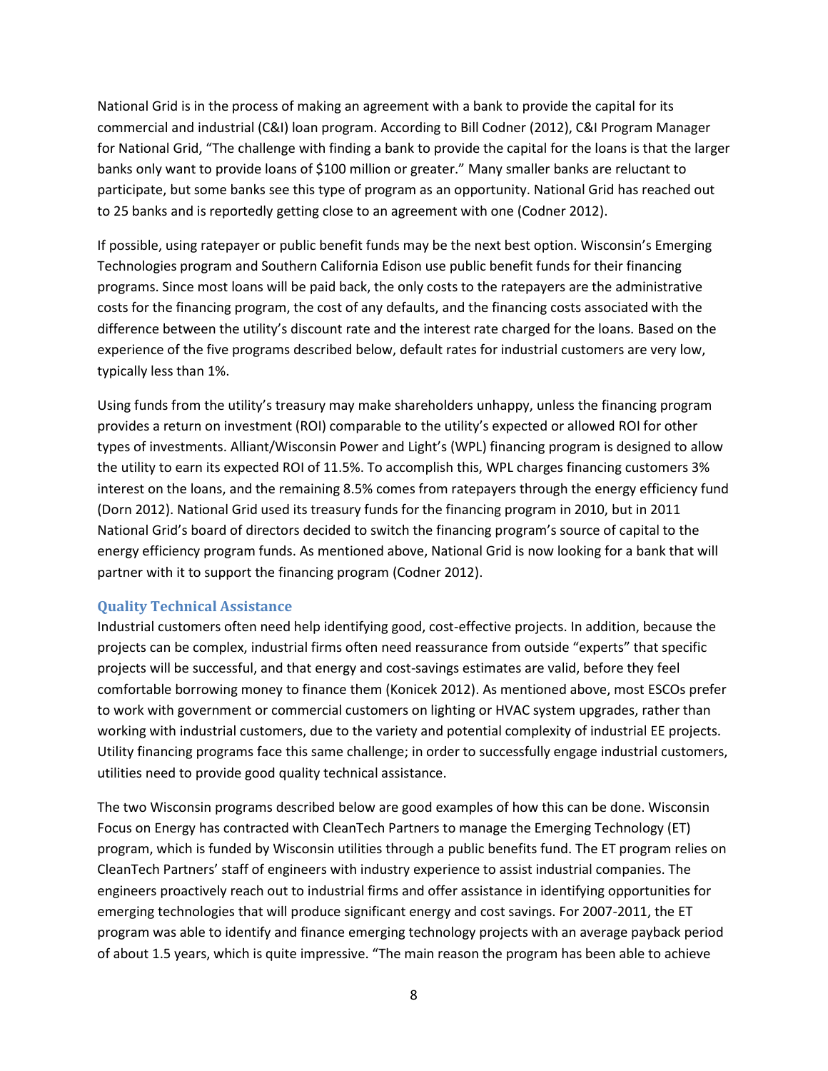National Grid is in the process of making an agreement with a bank to provide the capital for its commercial and industrial (C&I) loan program. According to Bill Codner (2012), C&I Program Manager for National Grid, "The challenge with finding a bank to provide the capital for the loans is that the larger banks only want to provide loans of $100 million or greater." Many smaller banks are reluctant to participate, but some banks see this type of program as an opportunity. National Grid has reached out to 25 banks and is reportedly getting close to an agreement with one (Codner 2012).

If possible, using ratepayer or public benefit funds may be the next best option. Wisconsin's Emerging Technologies program and Southern California Edison use public benefit funds for their financing programs. Since most loans will be paid back, the only costs to the ratepayers are the administrative costs for the financing program, the cost of any defaults, and the financing costs associated with the difference between the utility's discount rate and the interest rate charged for the loans. Based on the experience of the five programs described below, default rates for industrial customers are very low, typically less than 1%.

Using funds from the utility's treasury may make shareholders unhappy, unless the financing program provides a return on investment (ROI) comparable to the utility's expected or allowed ROI for other types of investments. Alliant/Wisconsin Power and Light's (WPL) financing program is designed to allow the utility to earn its expected ROI of 11.5%. To accomplish this, WPL charges financing customers 3% interest on the loans, and the remaining 8.5% comes from ratepayers through the energy efficiency fund (Dorn 2012). National Grid used its treasury funds for the financing program in 2010, but in 2011 National Grid's board of directors decided to switch the financing program's source of capital to the energy efficiency program funds. As mentioned above, National Grid is now looking for a bank that will partner with it to support the financing program (Codner 2012).

### Quality Technical Assistance

Industrial customers often need help identifying good, cost-effective projects. In addition, because the projects can be complex, industrial firms often need reassurance from outside "experts" that specific projects will be successful, and that energy and cost-savings estimates are valid, before they feel comfortable borrowing money to finance them (Konicek 2012). As mentioned above, most ESCOs prefer to work with government or commercial customers on lighting or HVAC system upgrades, rather than working with industrial customers, due to the variety and potential complexity of industrial EE projects. Utility financing programs face this same challenge; in order to successfully engage industrial customers, utilities need to provide good quality technical assistance.

The two Wisconsin programs described below are good examples of how this can be done. Wisconsin Focus on Energy has contracted with CleanTech Partners to manage the Emerging Technology (ET) program, which is funded by Wisconsin utilities through a public benefits fund. The ET program relies on CleanTech Partners' staff of engineers with industry experience to assist industrial companies. The engineers proactively reach out to industrial firms and offer assistance in identifying opportunities for emerging technologies that will produce significant energy and cost savings. For 2007-2011, the ET program was able to identify and finance emerging technology projects with an average payback period of about 1.5 years, which is quite impressive. "The main reason the program has been able to achieve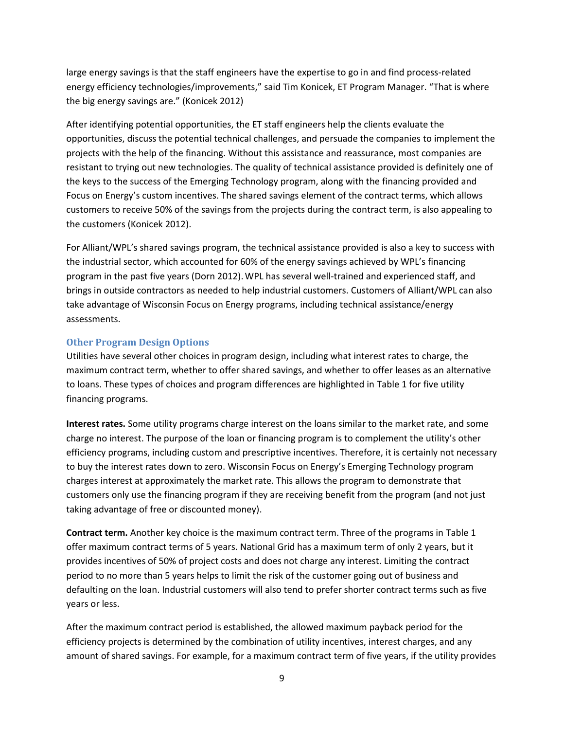large energy savings is that the staff engineers have the expertise to go in and find process-related energy efficiency technologies/improvements," said Tim Konicek, ET Program Manager. "That is where the big energy savings are." (Konicek 2012)

After identifying potential opportunities, the ET staff engineers help the clients evaluate the opportunities, discuss the potential technical challenges, and persuade the companies to implement the projects with the help of the financing. Without this assistance and reassurance, most companies are resistant to trying out new technologies. The quality of technical assistance provided is definitely one of the keys to the success of the Emerging Technology program, along with the financing provided and Focus on Energy's custom incentives. The shared savings element of the contract terms, which allows customers to receive 50% of the savings from the projects during the contract term, is also appealing to the customers (Konicek 2012).

For Alliant/WPL's shared savings program, the technical assistance provided is also a key to success with the industrial sector, which accounted for 60% of the energy savings achieved by WPL's financing program in the past five years (Dorn 2012). WPL has several well-trained and experienced staff, and brings in outside contractors as needed to help industrial customers. Customers of Alliant/WPL can also take advantage of Wisconsin Focus on Energy programs, including technical assistance/energy assessments.

### Other Program Design Options

Utilities have several other choices in program design, including what interest rates to charge, the maximum contract term, whether to offer shared savings, and whether to offer leases as an alternative to loans. These types of choices and program differences are highlighted in Table 1 for five utility financing programs.

**Interest rates.** Some utility programs charge interest on the loans similar to the market rate, and some charge no interest. The purpose of the loan or financing program is to complement the utility's other efficiency programs, including custom and prescriptive incentives. Therefore, it is certainly not necessary to buy the interest rates down to zero. Wisconsin Focus on Energy's Emerging Technology program charges interest at approximately the market rate. This allows the program to demonstrate that customers only use the financing program if they are receiving benefit from the program (and not just taking advantage of free or discounted money).

**Contract term.** Another key choice is the maximum contract term. Three of the programs in Table 1 offer maximum contract terms of 5 years. National Grid has a maximum term of only 2 years, but it provides incentives of 50% of project costs and does not charge any interest. Limiting the contract period to no more than 5 years helps to limit the risk of the customer going out of business and defaulting on the loan. Industrial customers will also tend to prefer shorter contract terms such as five years or less.

After the maximum contract period is established, the allowed maximum payback period for the efficiency projects is determined by the combination of utility incentives, interest charges, and any amount of shared savings. For example, for a maximum contract term of five years, if the utility provides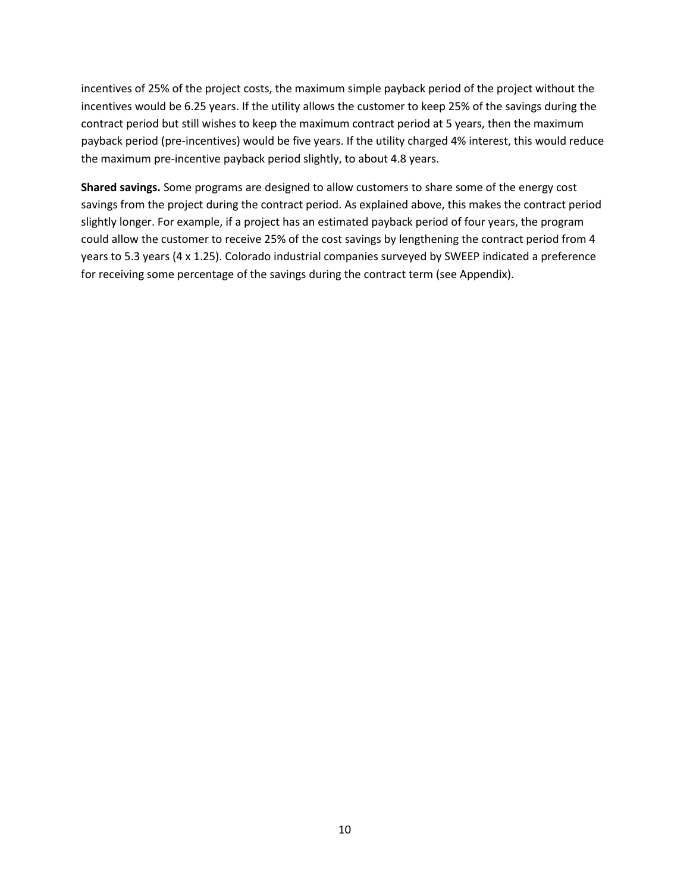incentives of 25% of the project costs, the maximum simple payback period of the project without the incentives would be 6.25 years. If the utility allows the customer to keep 25% of the savings during the contract period but still wishes to keep the maximum contract period at 5 years, then the maximum payback period (pre-incentives) would be five years. If the utility charged 4% interest, this would reduce the maximum pre-incentive payback period slightly, to about 4.8 years.

**Shared savings.** Some programs are designed to allow customers to share some of the energy cost savings from the project during the contract period. As explained above, this makes the contract period slightly longer. For example, if a project has an estimated payback period of four years, the program could allow the customer to receive 25% of the cost savings by lengthening the contract period from 4 years to 5.3 years (4 x 1.25). Colorado industrial companies surveyed by SWEEP indicated a preference for receiving some percentage of the savings during the contract term (see Appendix).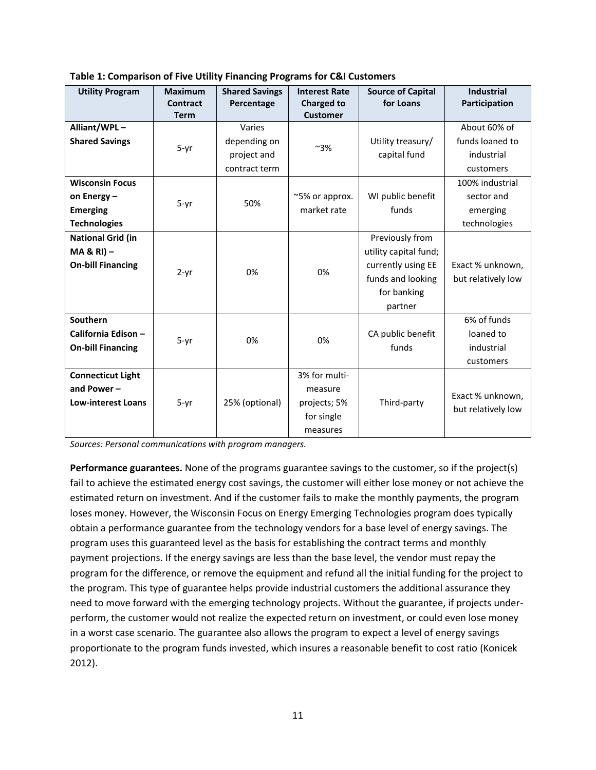**Table 1: Comparison of Five Utility Financing Programs for C&I Customers**

| Utility Program | Maximum Contract Term | Shared Savings Percentage | Interest Rate Charged to Customer | Source of Capital for Loans | Industrial Participation |
|---|---|---|---|---|---|
| **Alliant/WPL – Shared Savings** | 5-yr | Varies depending on project and contract term | ~3% | Utility treasury/ capital fund | About 60% of funds loaned to industrial customers |
| **Wisconsin Focus on Energy – Emerging Technologies** | 5-yr | 50% | ~5% or approx. market rate | WI public benefit funds | 100% industrial sector and emerging technologies |
| **National Grid (in MA & RI) – On-bill Financing** | 2-yr | 0% | 0% | Previously from utility capital fund; currently using EE funds and looking for banking partner | Exact % unknown, but relatively low |
| **Southern California Edison – On-bill Financing** | 5-yr | 0% | 0% | CA public benefit funds | 6% of funds loaned to industrial customers |
| **Connecticut Light and Power – Low-interest Loans** | 5-yr | 25% (optional) | 3% for multi-measure projects; 5% for single measures | Third-party | Exact % unknown, but relatively low |

*Sources: Personal communications with program managers.*

**Performance guarantees.** None of the programs guarantee savings to the customer, so if the project(s) fail to achieve the estimated energy cost savings, the customer will either lose money or not achieve the estimated return on investment. And if the customer fails to make the monthly payments, the program loses money. However, the Wisconsin Focus on Energy Emerging Technologies program does typically obtain a performance guarantee from the technology vendors for a base level of energy savings. The program uses this guaranteed level as the basis for establishing the contract terms and monthly payment projections. If the energy savings are less than the base level, the vendor must repay the program for the difference, or remove the equipment and refund all the initial funding for the project to the program. This type of guarantee helps provide industrial customers the additional assurance they need to move forward with the emerging technology projects. Without the guarantee, if projects under-perform, the customer would not realize the expected return on investment, or could even lose money in a worst case scenario. The guarantee also allows the program to expect a level of energy savings proportionate to the program funds invested, which insures a reasonable benefit to cost ratio (Konicek 2012).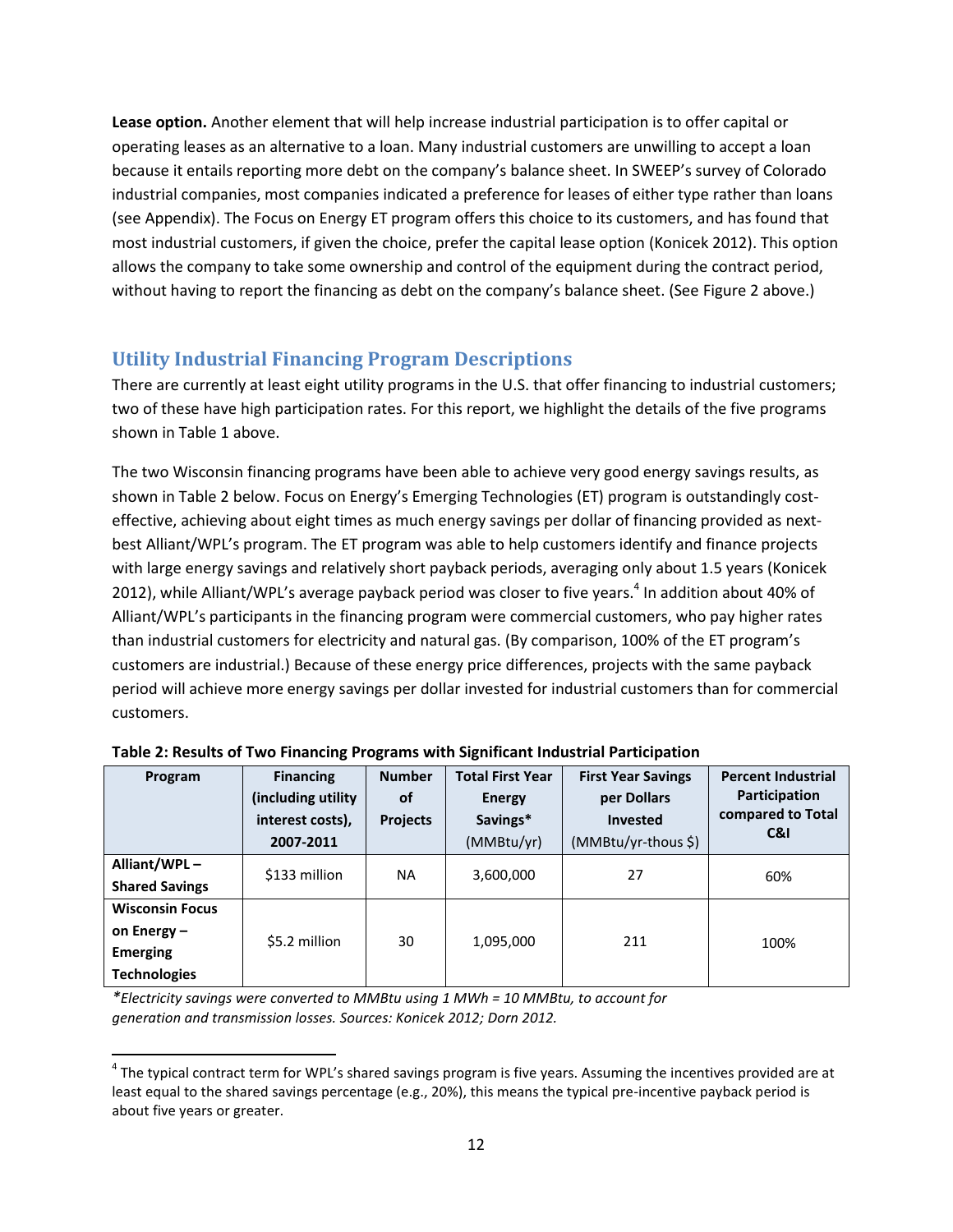**Lease option.** Another element that will help increase industrial participation is to offer capital or operating leases as an alternative to a loan. Many industrial customers are unwilling to accept a loan because it entails reporting more debt on the company's balance sheet. In SWEEP's survey of Colorado industrial companies, most companies indicated a preference for leases of either type rather than loans (see Appendix). The Focus on Energy ET program offers this choice to its customers, and has found that most industrial customers, if given the choice, prefer the capital lease option (Konicek 2012). This option allows the company to take some ownership and control of the equipment during the contract period, without having to report the financing as debt on the company's balance sheet. (See Figure 2 above.)

## Utility Industrial Financing Program Descriptions

There are currently at least eight utility programs in the U.S. that offer financing to industrial customers; two of these have high participation rates. For this report, we highlight the details of the five programs shown in Table 1 above.

The two Wisconsin financing programs have been able to achieve very good energy savings results, as shown in Table 2 below. Focus on Energy's Emerging Technologies (ET) program is outstandingly cost-effective, achieving about eight times as much energy savings per dollar of financing provided as next-best Alliant/WPL's program. The ET program was able to help customers identify and finance projects with large energy savings and relatively short payback periods, averaging only about 1.5 years (Konicek 2012), while Alliant/WPL's average payback period was closer to five years.[4] In addition about 40% of Alliant/WPL's participants in the financing program were commercial customers, who pay higher rates than industrial customers for electricity and natural gas. (By comparison, 100% of the ET program's customers are industrial.) Because of these energy price differences, projects with the same payback period will achieve more energy savings per dollar invested for industrial customers than for commercial customers.

**Table 2: Results of Two Financing Programs with Significant Industrial Participation**

| Program | Financing (including utility interest costs), 2007-2011 | Number of Projects | Total First Year Energy Savings* (MMBtu/yr) | First Year Savings per Dollars Invested (MMBtu/yr-thous $) | Percent Industrial Participation compared to Total C&I |
|---|---|---|---|---|---|
| **Alliant/WPL – Shared Savings** | $133 million | NA | 3,600,000 | 27 | 60% |
| **Wisconsin Focus on Energy – Emerging Technologies** | $5.2 million | 30 | 1,095,000 | 211 | 100% |

*\*Electricity savings were converted to MMBtu using 1 MWh = 10 MMBtu, to account for generation and transmission losses. Sources: Konicek 2012; Dorn 2012.*

[4] The typical contract term for WPL's shared savings program is five years. Assuming the incentives provided are at least equal to the shared savings percentage (e.g., 20%), this means the typical pre-incentive payback period is about five years or greater.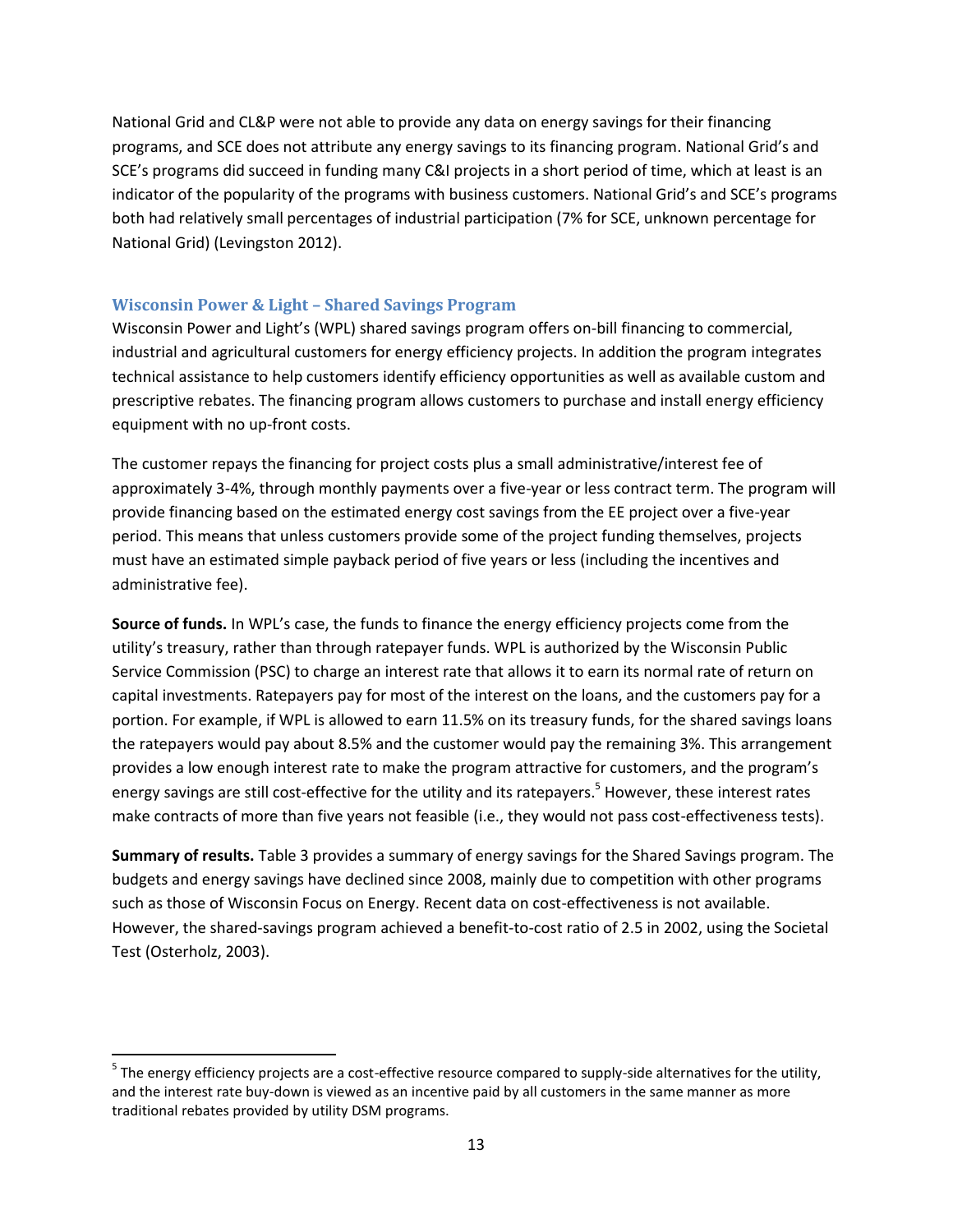National Grid and CL&P were not able to provide any data on energy savings for their financing programs, and SCE does not attribute any energy savings to its financing program. National Grid's and SCE's programs did succeed in funding many C&I projects in a short period of time, which at least is an indicator of the popularity of the programs with business customers. National Grid's and SCE's programs both had relatively small percentages of industrial participation (7% for SCE, unknown percentage for National Grid) (Levingston 2012).

### Wisconsin Power & Light – Shared Savings Program

Wisconsin Power and Light's (WPL) shared savings program offers on-bill financing to commercial, industrial and agricultural customers for energy efficiency projects. In addition the program integrates technical assistance to help customers identify efficiency opportunities as well as available custom and prescriptive rebates. The financing program allows customers to purchase and install energy efficiency equipment with no up-front costs.

The customer repays the financing for project costs plus a small administrative/interest fee of approximately 3-4%, through monthly payments over a five-year or less contract term. The program will provide financing based on the estimated energy cost savings from the EE project over a five-year period. This means that unless customers provide some of the project funding themselves, projects must have an estimated simple payback period of five years or less (including the incentives and administrative fee).

**Source of funds.** In WPL's case, the funds to finance the energy efficiency projects come from the utility's treasury, rather than through ratepayer funds. WPL is authorized by the Wisconsin Public Service Commission (PSC) to charge an interest rate that allows it to earn its normal rate of return on capital investments. Ratepayers pay for most of the interest on the loans, and the customers pay for a portion. For example, if WPL is allowed to earn 11.5% on its treasury funds, for the shared savings loans the ratepayers would pay about 8.5% and the customer would pay the remaining 3%. This arrangement provides a low enough interest rate to make the program attractive for customers, and the program's energy savings are still cost-effective for the utility and its ratepayers.[5] However, these interest rates make contracts of more than five years not feasible (i.e., they would not pass cost-effectiveness tests).

**Summary of results.** Table 3 provides a summary of energy savings for the Shared Savings program. The budgets and energy savings have declined since 2008, mainly due to competition with other programs such as those of Wisconsin Focus on Energy. Recent data on cost-effectiveness is not available. However, the shared-savings program achieved a benefit-to-cost ratio of 2.5 in 2002, using the Societal Test (Osterholz, 2003).

---

[5] The energy efficiency projects are a cost-effective resource compared to supply-side alternatives for the utility, and the interest rate buy-down is viewed as an incentive paid by all customers in the same manner as more traditional rebates provided by utility DSM programs.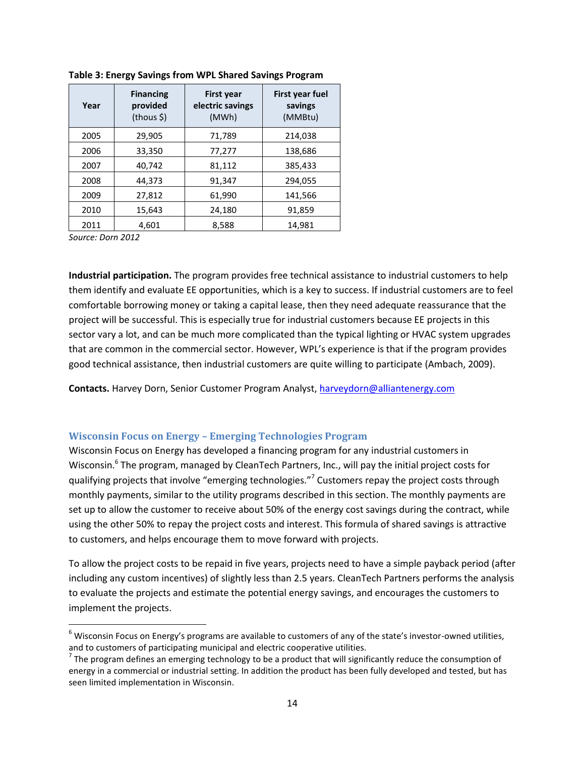**Table 3: Energy Savings from WPL Shared Savings Program**

| Year | Financing provided (thous $) | First year electric savings (MWh) | First year fuel savings (MMBtu) |
|---|---|---|---|
| 2005 | 29,905 | 71,789 | 214,038 |
| 2006 | 33,350 | 77,277 | 138,686 |
| 2007 | 40,742 | 81,112 | 385,433 |
| 2008 | 44,373 | 91,347 | 294,055 |
| 2009 | 27,812 | 61,990 | 141,566 |
| 2010 | 15,643 | 24,180 | 91,859 |
| 2011 | 4,601 | 8,588 | 14,981 |

*Source: Dorn 2012*

**Industrial participation.** The program provides free technical assistance to industrial customers to help them identify and evaluate EE opportunities, which is a key to success. If industrial customers are to feel comfortable borrowing money or taking a capital lease, then they need adequate reassurance that the project will be successful. This is especially true for industrial customers because EE projects in this sector vary a lot, and can be much more complicated than the typical lighting or HVAC system upgrades that are common in the commercial sector. However, WPL's experience is that if the program provides good technical assistance, then industrial customers are quite willing to participate (Ambach, 2009).

**Contacts.** Harvey Dorn, Senior Customer Program Analyst, harveydorn@alliantenergy.com

### Wisconsin Focus on Energy – Emerging Technologies Program

Wisconsin Focus on Energy has developed a financing program for any industrial customers in Wisconsin.[6] The program, managed by CleanTech Partners, Inc., will pay the initial project costs for qualifying projects that involve "emerging technologies."[7] Customers repay the project costs through monthly payments, similar to the utility programs described in this section. The monthly payments are set up to allow the customer to receive about 50% of the energy cost savings during the contract, while using the other 50% to repay the project costs and interest. This formula of shared savings is attractive to customers, and helps encourage them to move forward with projects.

To allow the project costs to be repaid in five years, projects need to have a simple payback period (after including any custom incentives) of slightly less than 2.5 years. CleanTech Partners performs the analysis to evaluate the projects and estimate the potential energy savings, and encourages the customers to implement the projects.

[6] Wisconsin Focus on Energy's programs are available to customers of any of the state's investor-owned utilities, and to customers of participating municipal and electric cooperative utilities.

[7] The program defines an emerging technology to be a product that will significantly reduce the consumption of energy in a commercial or industrial setting. In addition the product has been fully developed and tested, but has seen limited implementation in Wisconsin.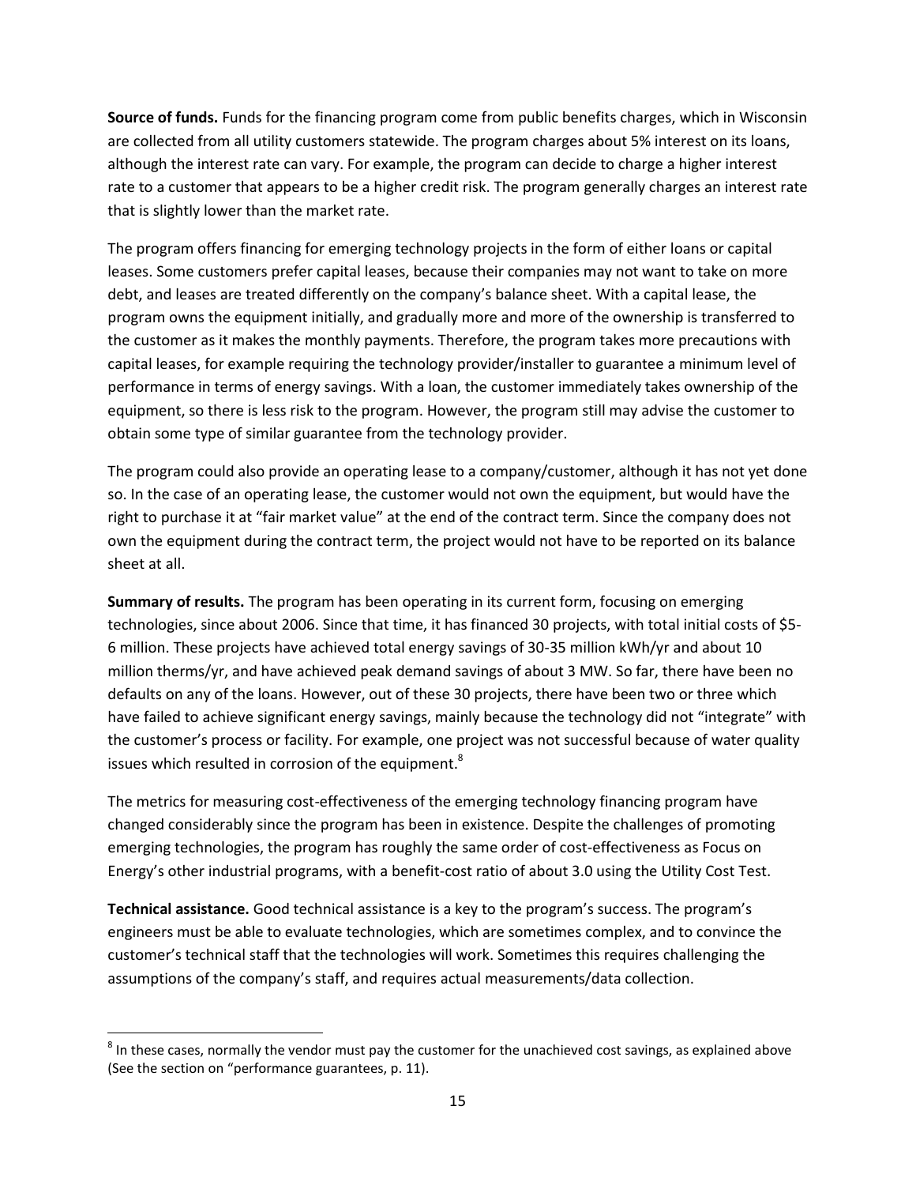**Source of funds.** Funds for the financing program come from public benefits charges, which in Wisconsin are collected from all utility customers statewide. The program charges about 5% interest on its loans, although the interest rate can vary. For example, the program can decide to charge a higher interest rate to a customer that appears to be a higher credit risk. The program generally charges an interest rate that is slightly lower than the market rate.

The program offers financing for emerging technology projects in the form of either loans or capital leases. Some customers prefer capital leases, because their companies may not want to take on more debt, and leases are treated differently on the company's balance sheet. With a capital lease, the program owns the equipment initially, and gradually more and more of the ownership is transferred to the customer as it makes the monthly payments. Therefore, the program takes more precautions with capital leases, for example requiring the technology provider/installer to guarantee a minimum level of performance in terms of energy savings. With a loan, the customer immediately takes ownership of the equipment, so there is less risk to the program. However, the program still may advise the customer to obtain some type of similar guarantee from the technology provider.

The program could also provide an operating lease to a company/customer, although it has not yet done so. In the case of an operating lease, the customer would not own the equipment, but would have the right to purchase it at "fair market value" at the end of the contract term. Since the company does not own the equipment during the contract term, the project would not have to be reported on its balance sheet at all.

**Summary of results.** The program has been operating in its current form, focusing on emerging technologies, since about 2006. Since that time, it has financed 30 projects, with total initial costs of $5-6 million. These projects have achieved total energy savings of 30-35 million kWh/yr and about 10 million therms/yr, and have achieved peak demand savings of about 3 MW. So far, there have been no defaults on any of the loans. However, out of these 30 projects, there have been two or three which have failed to achieve significant energy savings, mainly because the technology did not "integrate" with the customer's process or facility. For example, one project was not successful because of water quality issues which resulted in corrosion of the equipment.[8]

The metrics for measuring cost-effectiveness of the emerging technology financing program have changed considerably since the program has been in existence. Despite the challenges of promoting emerging technologies, the program has roughly the same order of cost-effectiveness as Focus on Energy's other industrial programs, with a benefit-cost ratio of about 3.0 using the Utility Cost Test.

**Technical assistance.** Good technical assistance is a key to the program's success. The program's engineers must be able to evaluate technologies, which are sometimes complex, and to convince the customer's technical staff that the technologies will work. Sometimes this requires challenging the assumptions of the company's staff, and requires actual measurements/data collection.

[8] In these cases, normally the vendor must pay the customer for the unachieved cost savings, as explained above (See the section on "performance guarantees, p. 11).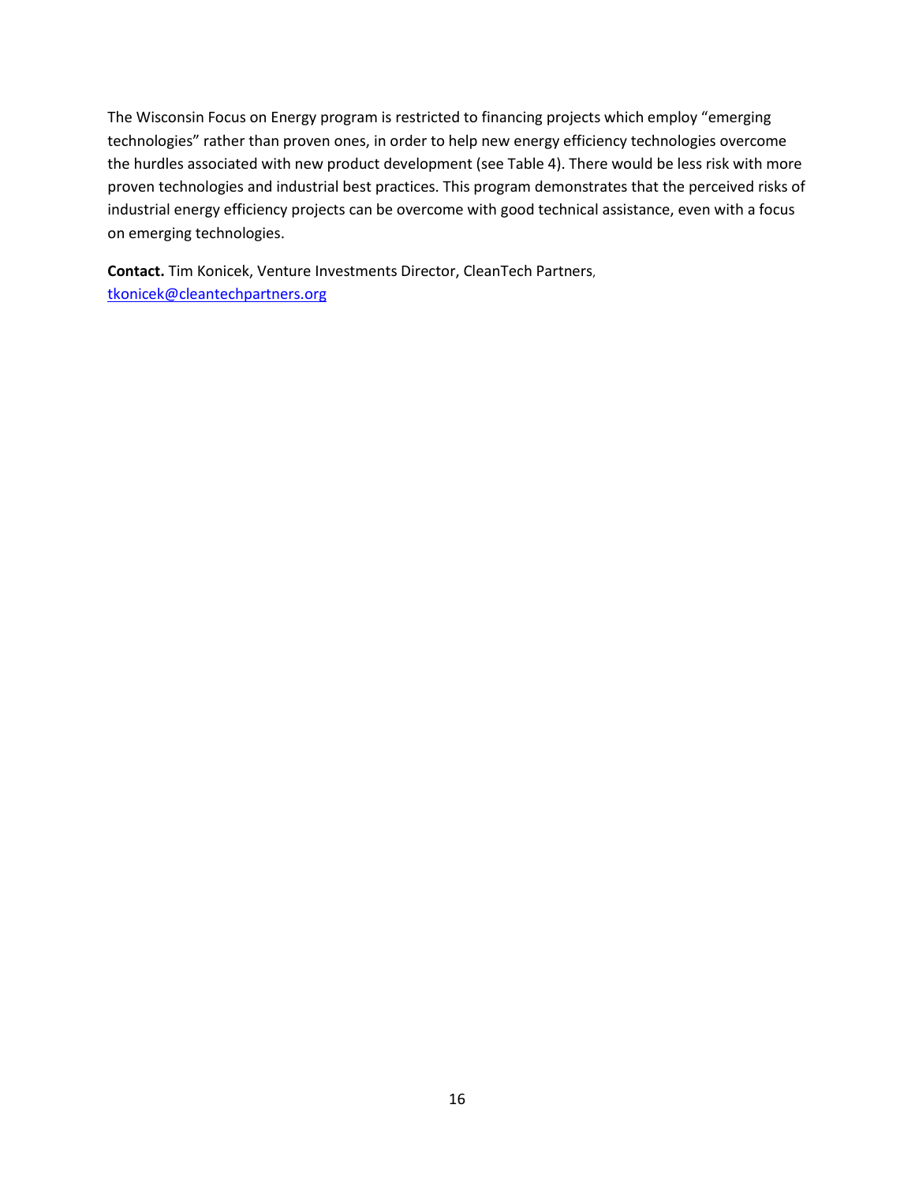The Wisconsin Focus on Energy program is restricted to financing projects which employ "emerging technologies" rather than proven ones, in order to help new energy efficiency technologies overcome the hurdles associated with new product development (see Table 4). There would be less risk with more proven technologies and industrial best practices. This program demonstrates that the perceived risks of industrial energy efficiency projects can be overcome with good technical assistance, even with a focus on emerging technologies.

**Contact.** Tim Konicek, Venture Investments Director, CleanTech Partners, tkonicek@cleantechpartners.org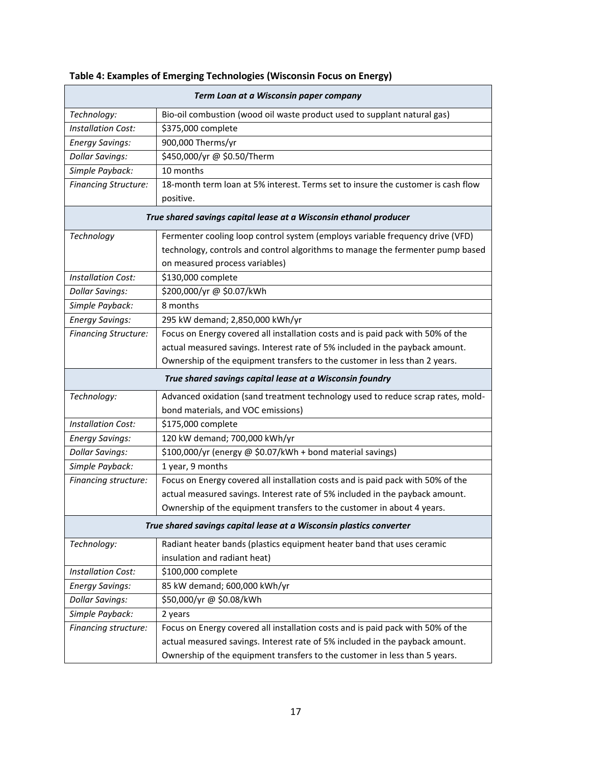**Table 4: Examples of Emerging Technologies (Wisconsin Focus on Energy)**

| *Term Loan at a Wisconsin paper company* | |
|---|---|
| *Technology:* | Bio-oil combustion (wood oil waste product used to supplant natural gas) |
| *Installation Cost:* | $375,000 complete |
| *Energy Savings:* | 900,000 Therms/yr |
| *Dollar Savings:* | $450,000/yr @ $0.50/Therm |
| *Simple Payback:* | 10 months |
| *Financing Structure:* | 18-month term loan at 5% interest. Terms set to insure the customer is cash flow positive. |
| ***True shared savings capital lease at a Wisconsin ethanol producer*** | |
| *Technology* | Fermenter cooling loop control system (employs variable frequency drive (VFD) technology, controls and control algorithms to manage the fermenter pump based on measured process variables) |
| *Installation Cost:* | $130,000 complete |
| *Dollar Savings:* | $200,000/yr @ $0.07/kWh |
| *Simple Payback:* | 8 months |
| *Energy Savings:* | 295 kW demand; 2,850,000 kWh/yr |
| *Financing Structure:* | Focus on Energy covered all installation costs and is paid pack with 50% of the actual measured savings. Interest rate of 5% included in the payback amount. Ownership of the equipment transfers to the customer in less than 2 years. |
| ***True shared savings capital lease at a Wisconsin foundry*** | |
| *Technology:* | Advanced oxidation (sand treatment technology used to reduce scrap rates, mold-bond materials, and VOC emissions) |
| *Installation Cost:* | $175,000 complete |
| *Energy Savings:* | 120 kW demand; 700,000 kWh/yr |
| *Dollar Savings:* | $100,000/yr (energy @ $0.07/kWh + bond material savings) |
| *Simple Payback:* | 1 year, 9 months |
| *Financing structure:* | Focus on Energy covered all installation costs and is paid pack with 50% of the actual measured savings. Interest rate of 5% included in the payback amount. Ownership of the equipment transfers to the customer in about 4 years. |
| ***True shared savings capital lease at a Wisconsin plastics converter*** | |
| *Technology:* | Radiant heater bands (plastics equipment heater band that uses ceramic insulation and radiant heat) |
| *Installation Cost:* | $100,000 complete |
| *Energy Savings:* | 85 kW demand; 600,000 kWh/yr |
| *Dollar Savings:* | $50,000/yr @ $0.08/kWh |
| *Simple Payback:* | 2 years |
| *Financing structure:* | Focus on Energy covered all installation costs and is paid pack with 50% of the actual measured savings. Interest rate of 5% included in the payback amount. Ownership of the equipment transfers to the customer in less than 5 years. |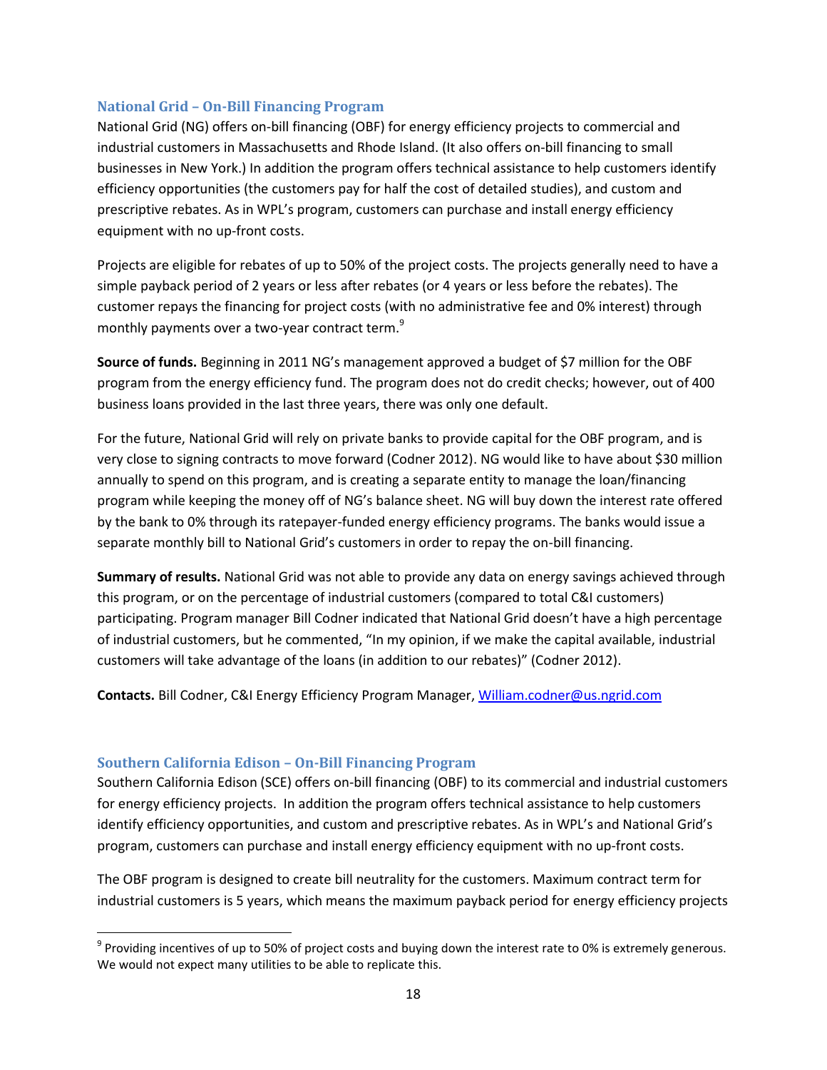### National Grid – On-Bill Financing Program

National Grid (NG) offers on-bill financing (OBF) for energy efficiency projects to commercial and industrial customers in Massachusetts and Rhode Island. (It also offers on-bill financing to small businesses in New York.) In addition the program offers technical assistance to help customers identify efficiency opportunities (the customers pay for half the cost of detailed studies), and custom and prescriptive rebates. As in WPL's program, customers can purchase and install energy efficiency equipment with no up-front costs.

Projects are eligible for rebates of up to 50% of the project costs. The projects generally need to have a simple payback period of 2 years or less after rebates (or 4 years or less before the rebates). The customer repays the financing for project costs (with no administrative fee and 0% interest) through monthly payments over a two-year contract term.[9]

**Source of funds.** Beginning in 2011 NG's management approved a budget of $7 million for the OBF program from the energy efficiency fund. The program does not do credit checks; however, out of 400 business loans provided in the last three years, there was only one default.

For the future, National Grid will rely on private banks to provide capital for the OBF program, and is very close to signing contracts to move forward (Codner 2012). NG would like to have about $30 million annually to spend on this program, and is creating a separate entity to manage the loan/financing program while keeping the money off of NG's balance sheet. NG will buy down the interest rate offered by the bank to 0% through its ratepayer-funded energy efficiency programs. The banks would issue a separate monthly bill to National Grid's customers in order to repay the on-bill financing.

**Summary of results.** National Grid was not able to provide any data on energy savings achieved through this program, or on the percentage of industrial customers (compared to total C&I customers) participating. Program manager Bill Codner indicated that National Grid doesn't have a high percentage of industrial customers, but he commented, "In my opinion, if we make the capital available, industrial customers will take advantage of the loans (in addition to our rebates)" (Codner 2012).

**Contacts.** Bill Codner, C&I Energy Efficiency Program Manager, William.codner@us.ngrid.com

### Southern California Edison – On-Bill Financing Program

Southern California Edison (SCE) offers on-bill financing (OBF) to its commercial and industrial customers for energy efficiency projects. In addition the program offers technical assistance to help customers identify efficiency opportunities, and custom and prescriptive rebates. As in WPL's and National Grid's program, customers can purchase and install energy efficiency equipment with no up-front costs.

The OBF program is designed to create bill neutrality for the customers. Maximum contract term for industrial customers is 5 years, which means the maximum payback period for energy efficiency projects

[9] Providing incentives of up to 50% of project costs and buying down the interest rate to 0% is extremely generous. We would not expect many utilities to be able to replicate this.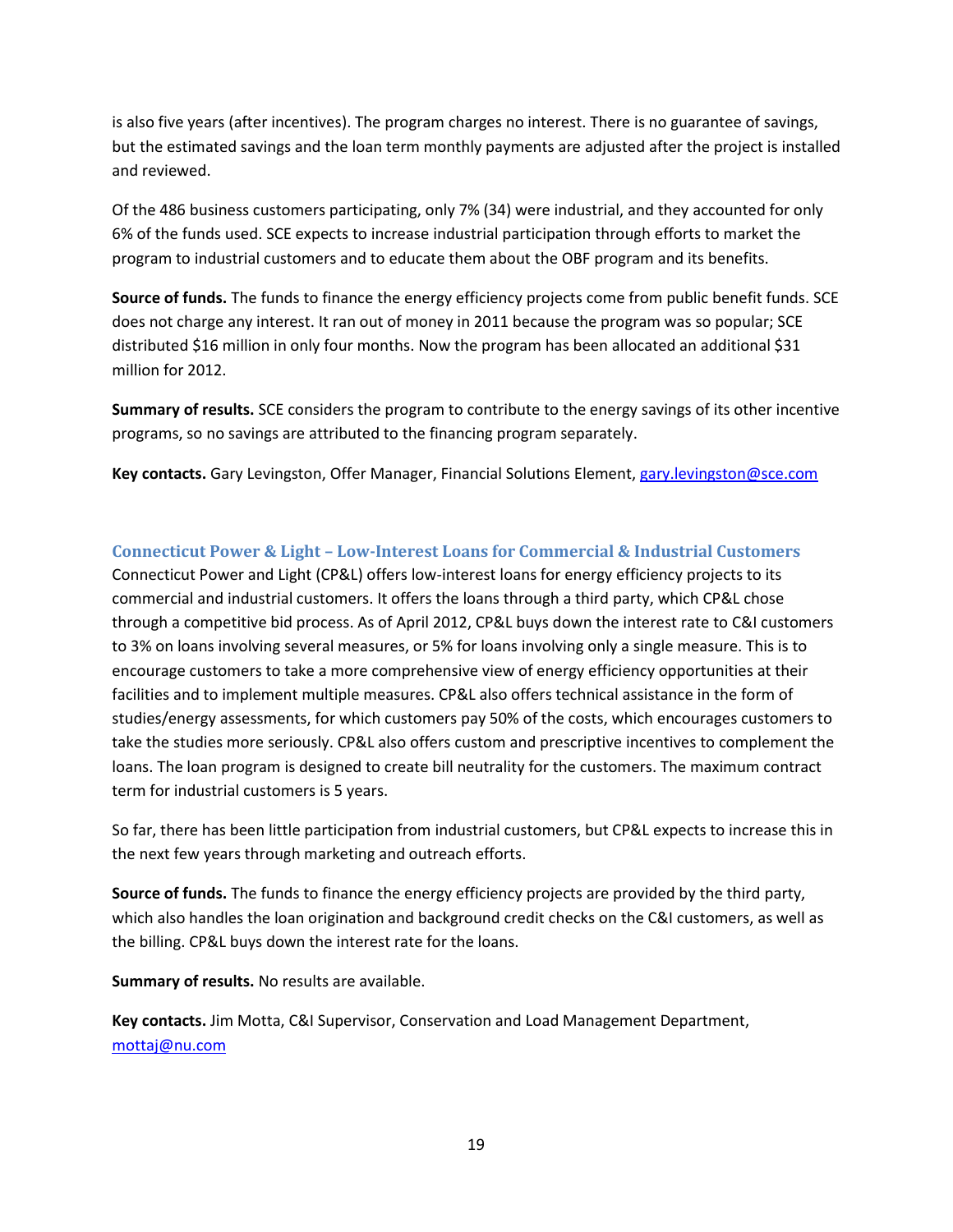is also five years (after incentives). The program charges no interest. There is no guarantee of savings, but the estimated savings and the loan term monthly payments are adjusted after the project is installed and reviewed.

Of the 486 business customers participating, only 7% (34) were industrial, and they accounted for only 6% of the funds used. SCE expects to increase industrial participation through efforts to market the program to industrial customers and to educate them about the OBF program and its benefits.

**Source of funds.** The funds to finance the energy efficiency projects come from public benefit funds. SCE does not charge any interest. It ran out of money in 2011 because the program was so popular; SCE distributed $16 million in only four months. Now the program has been allocated an additional $31 million for 2012.

**Summary of results.** SCE considers the program to contribute to the energy savings of its other incentive programs, so no savings are attributed to the financing program separately.

**Key contacts.** Gary Levingston, Offer Manager, Financial Solutions Element, gary.levingston@sce.com

### Connecticut Power & Light – Low-Interest Loans for Commercial & Industrial Customers

Connecticut Power and Light (CP&L) offers low-interest loans for energy efficiency projects to its commercial and industrial customers. It offers the loans through a third party, which CP&L chose through a competitive bid process. As of April 2012, CP&L buys down the interest rate to C&I customers to 3% on loans involving several measures, or 5% for loans involving only a single measure. This is to encourage customers to take a more comprehensive view of energy efficiency opportunities at their facilities and to implement multiple measures. CP&L also offers technical assistance in the form of studies/energy assessments, for which customers pay 50% of the costs, which encourages customers to take the studies more seriously. CP&L also offers custom and prescriptive incentives to complement the loans. The loan program is designed to create bill neutrality for the customers. The maximum contract term for industrial customers is 5 years.

So far, there has been little participation from industrial customers, but CP&L expects to increase this in the next few years through marketing and outreach efforts.

**Source of funds.** The funds to finance the energy efficiency projects are provided by the third party, which also handles the loan origination and background credit checks on the C&I customers, as well as the billing. CP&L buys down the interest rate for the loans.

**Summary of results.** No results are available.

**Key contacts.** Jim Motta, C&I Supervisor, Conservation and Load Management Department, mottaj@nu.com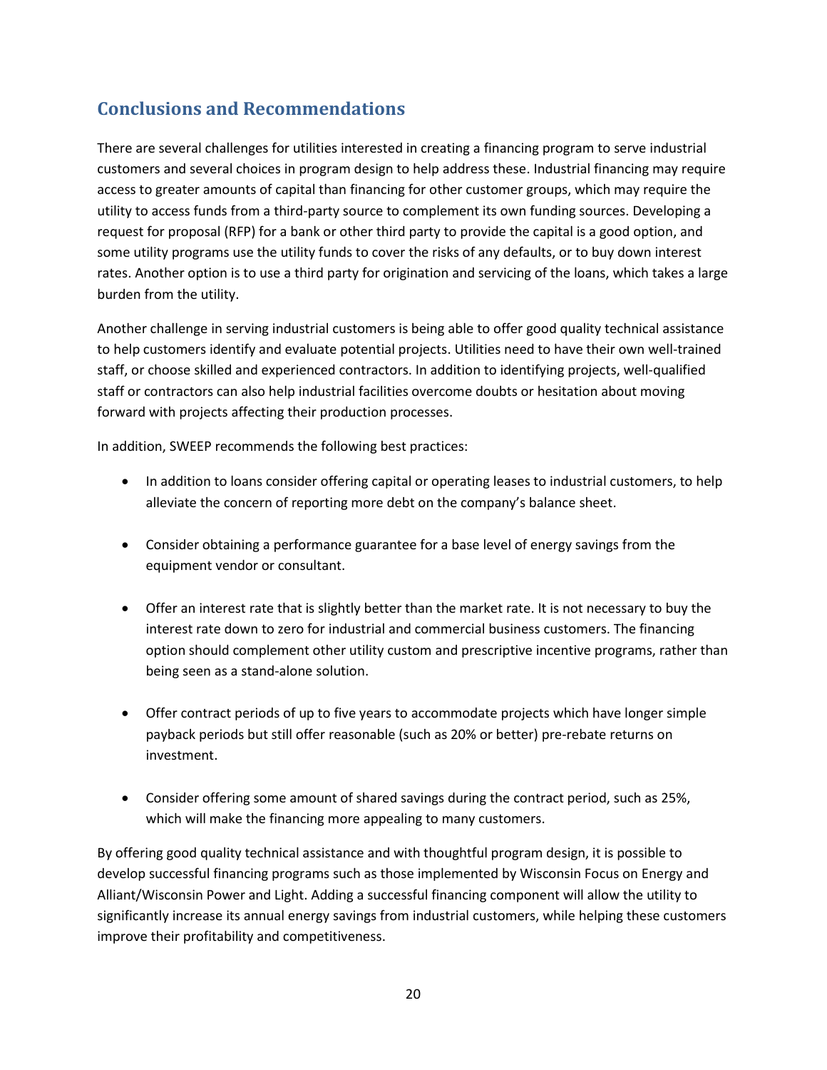## Conclusions and Recommendations

There are several challenges for utilities interested in creating a financing program to serve industrial customers and several choices in program design to help address these. Industrial financing may require access to greater amounts of capital than financing for other customer groups, which may require the utility to access funds from a third-party source to complement its own funding sources. Developing a request for proposal (RFP) for a bank or other third party to provide the capital is a good option, and some utility programs use the utility funds to cover the risks of any defaults, or to buy down interest rates. Another option is to use a third party for origination and servicing of the loans, which takes a large burden from the utility.

Another challenge in serving industrial customers is being able to offer good quality technical assistance to help customers identify and evaluate potential projects. Utilities need to have their own well-trained staff, or choose skilled and experienced contractors. In addition to identifying projects, well-qualified staff or contractors can also help industrial facilities overcome doubts or hesitation about moving forward with projects affecting their production processes.

In addition, SWEEP recommends the following best practices:

- In addition to loans consider offering capital or operating leases to industrial customers, to help alleviate the concern of reporting more debt on the company's balance sheet.

- Consider obtaining a performance guarantee for a base level of energy savings from the equipment vendor or consultant.

- Offer an interest rate that is slightly better than the market rate. It is not necessary to buy the interest rate down to zero for industrial and commercial business customers. The financing option should complement other utility custom and prescriptive incentive programs, rather than being seen as a stand-alone solution.

- Offer contract periods of up to five years to accommodate projects which have longer simple payback periods but still offer reasonable (such as 20% or better) pre-rebate returns on investment.

- Consider offering some amount of shared savings during the contract period, such as 25%, which will make the financing more appealing to many customers.

By offering good quality technical assistance and with thoughtful program design, it is possible to develop successful financing programs such as those implemented by Wisconsin Focus on Energy and Alliant/Wisconsin Power and Light. Adding a successful financing component will allow the utility to significantly increase its annual energy savings from industrial customers, while helping these customers improve their profitability and competitiveness.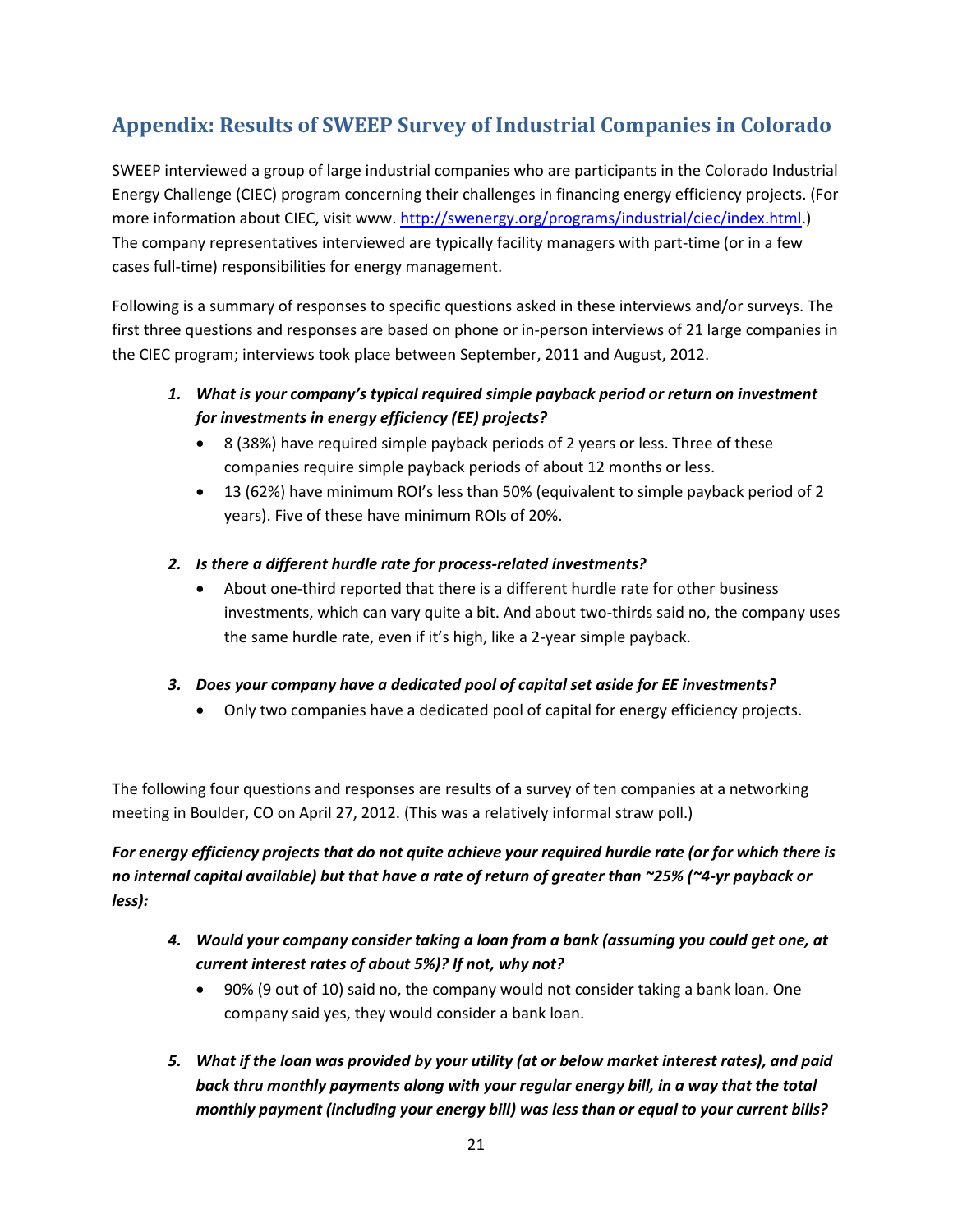## Appendix: Results of SWEEP Survey of Industrial Companies in Colorado

SWEEP interviewed a group of large industrial companies who are participants in the Colorado Industrial Energy Challenge (CIEC) program concerning their challenges in financing energy efficiency projects. (For more information about CIEC, visit www. http://swenergy.org/programs/industrial/ciec/index.html.) The company representatives interviewed are typically facility managers with part-time (or in a few cases full-time) responsibilities for energy management.

Following is a summary of responses to specific questions asked in these interviews and/or surveys. The first three questions and responses are based on phone or in-person interviews of 21 large companies in the CIEC program; interviews took place between September, 2011 and August, 2012.

1. ***What is your company's typical required simple payback period or return on investment for investments in energy efficiency (EE) projects?***
   - 8 (38%) have required simple payback periods of 2 years or less. Three of these companies require simple payback periods of about 12 months or less.
   - 13 (62%) have minimum ROI's less than 50% (equivalent to simple payback period of 2 years). Five of these have minimum ROIs of 20%.

2. ***Is there a different hurdle rate for process-related investments?***
   - About one-third reported that there is a different hurdle rate for other business investments, which can vary quite a bit. And about two-thirds said no, the company uses the same hurdle rate, even if it's high, like a 2-year simple payback.

3. ***Does your company have a dedicated pool of capital set aside for EE investments?***
   - Only two companies have a dedicated pool of capital for energy efficiency projects.

The following four questions and responses are results of a survey of ten companies at a networking meeting in Boulder, CO on April 27, 2012. (This was a relatively informal straw poll.)

***For energy efficiency projects that do not quite achieve your required hurdle rate (or for which there is no internal capital available) but that have a rate of return of greater than ~25% (~4-yr payback or less):***

4. ***Would your company consider taking a loan from a bank (assuming you could get one, at current interest rates of about 5%)? If not, why not?***
   - 90% (9 out of 10) said no, the company would not consider taking a bank loan. One company said yes, they would consider a bank loan.

5. ***What if the loan was provided by your utility (at or below market interest rates), and paid back thru monthly payments along with your regular energy bill, in a way that the total monthly payment (including your energy bill) was less than or equal to your current bills?***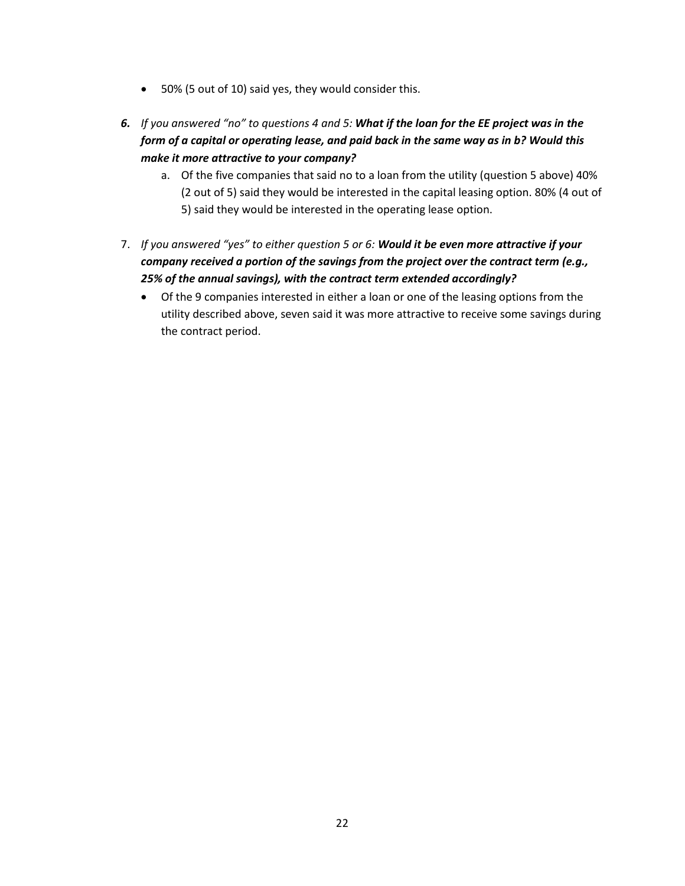- 50% (5 out of 10) said yes, they would consider this.

6. *If you answered "no" to questions 4 and 5:* ***What if the loan for the EE project was in the form of a capital or operating lease, and paid back in the same way as in b? Would this make it more attractive to your company?***
   a. Of the five companies that said no to a loan from the utility (question 5 above) 40% (2 out of 5) said they would be interested in the capital leasing option. 80% (4 out of 5) said they would be interested in the operating lease option.

7. *If you answered "yes" to either question 5 or 6:* ***Would it be even more attractive if your company received a portion of the savings from the project over the contract term (e.g., 25% of the annual savings), with the contract term extended accordingly?***
   - Of the 9 companies interested in either a loan or one of the leasing options from the utility described above, seven said it was more attractive to receive some savings during the contract period.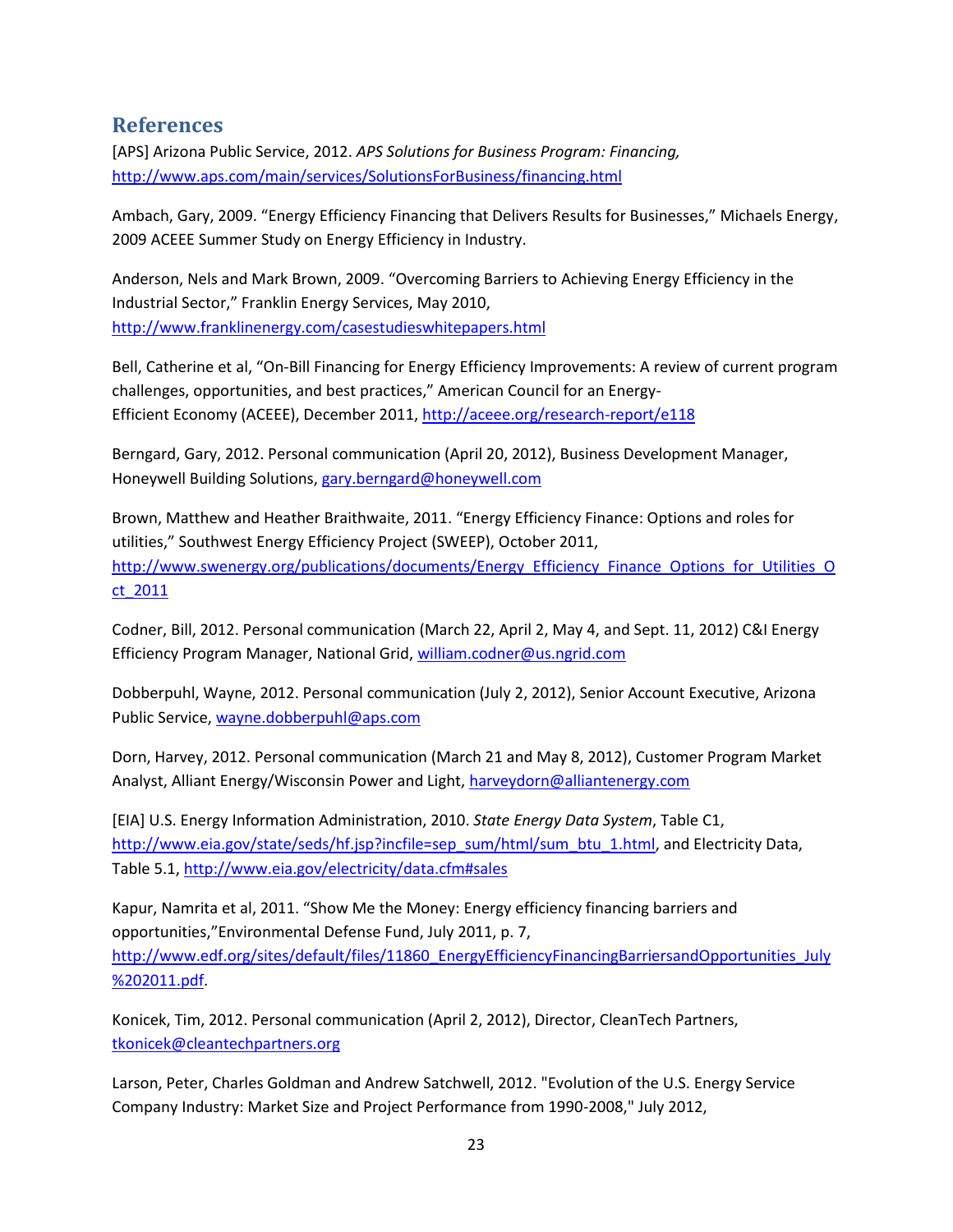## References

[APS] Arizona Public Service, 2012. *APS Solutions for Business Program: Financing,* http://www.aps.com/main/services/SolutionsForBusiness/financing.html

Ambach, Gary, 2009. "Energy Efficiency Financing that Delivers Results for Businesses," Michaels Energy, 2009 ACEEE Summer Study on Energy Efficiency in Industry.

Anderson, Nels and Mark Brown, 2009. "Overcoming Barriers to Achieving Energy Efficiency in the Industrial Sector," Franklin Energy Services, May 2010, http://www.franklinenergy.com/casestudieswhitepapers.html

Bell, Catherine et al, "On-Bill Financing for Energy Efficiency Improvements: A review of current program challenges, opportunities, and best practices," American Council for an Energy-Efficient Economy (ACEEE), December 2011, http://aceee.org/research-report/e118

Berngard, Gary, 2012. Personal communication (April 20, 2012), Business Development Manager, Honeywell Building Solutions, gary.berngard@honeywell.com

Brown, Matthew and Heather Braithwaite, 2011. "Energy Efficiency Finance: Options and roles for utilities," Southwest Energy Efficiency Project (SWEEP), October 2011, http://www.swenergy.org/publications/documents/Energy_Efficiency_Finance_Options_for_Utilities_Oct_2011

Codner, Bill, 2012. Personal communication (March 22, April 2, May 4, and Sept. 11, 2012) C&I Energy Efficiency Program Manager, National Grid, william.codner@us.ngrid.com

Dobberpuhl, Wayne, 2012. Personal communication (July 2, 2012), Senior Account Executive, Arizona Public Service, wayne.dobberpuhl@aps.com

Dorn, Harvey, 2012. Personal communication (March 21 and May 8, 2012), Customer Program Market Analyst, Alliant Energy/Wisconsin Power and Light, harveydorn@alliantenergy.com

[EIA] U.S. Energy Information Administration, 2010. *State Energy Data System*, Table C1, http://www.eia.gov/state/seds/hf.jsp?incfile=sep_sum/html/sum_btu_1.html, and Electricity Data, Table 5.1, http://www.eia.gov/electricity/data.cfm#sales

Kapur, Namrita et al, 2011. "Show Me the Money: Energy efficiency financing barriers and opportunities,"Environmental Defense Fund, July 2011, p. 7, http://www.edf.org/sites/default/files/11860_EnergyEfficiencyFinancingBarriersandOpportunities_July%202011.pdf.

Konicek, Tim, 2012. Personal communication (April 2, 2012), Director, CleanTech Partners, tkonicek@cleantechpartners.org

Larson, Peter, Charles Goldman and Andrew Satchwell, 2012. "Evolution of the U.S. Energy Service Company Industry: Market Size and Project Performance from 1990-2008," July 2012,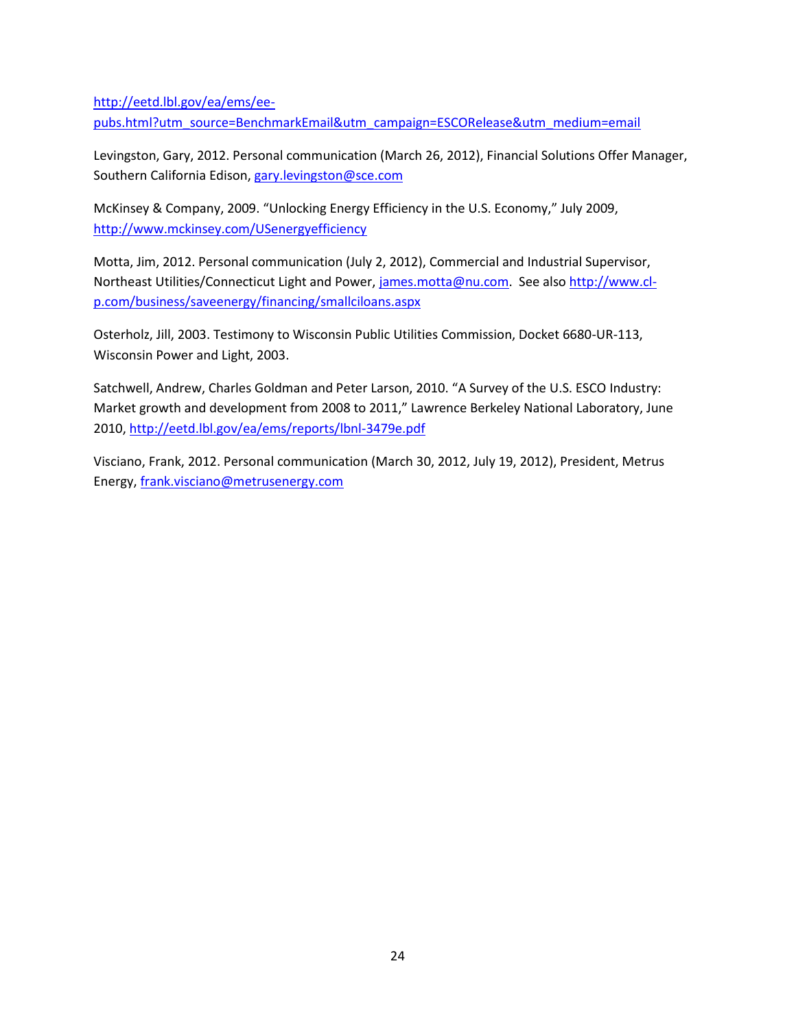http://eetd.lbl.gov/ea/ems/ee-pubs.html?utm_source=BenchmarkEmail&utm_campaign=ESCORelease&utm_medium=email

Levingston, Gary, 2012. Personal communication (March 26, 2012), Financial Solutions Offer Manager, Southern California Edison, gary.levingston@sce.com

McKinsey & Company, 2009. "Unlocking Energy Efficiency in the U.S. Economy," July 2009, http://www.mckinsey.com/USenergyefficiency

Motta, Jim, 2012. Personal communication (July 2, 2012), Commercial and Industrial Supervisor, Northeast Utilities/Connecticut Light and Power, james.motta@nu.com. See also http://www.cl-p.com/business/saveenergy/financing/smallciloans.aspx

Osterholz, Jill, 2003. Testimony to Wisconsin Public Utilities Commission, Docket 6680-UR-113, Wisconsin Power and Light, 2003.

Satchwell, Andrew, Charles Goldman and Peter Larson, 2010. "A Survey of the U.S. ESCO Industry: Market growth and development from 2008 to 2011," Lawrence Berkeley National Laboratory, June 2010, http://eetd.lbl.gov/ea/ems/reports/lbnl-3479e.pdf

Visciano, Frank, 2012. Personal communication (March 30, 2012, July 19, 2012), President, Metrus Energy, frank.visciano@metrusenergy.com